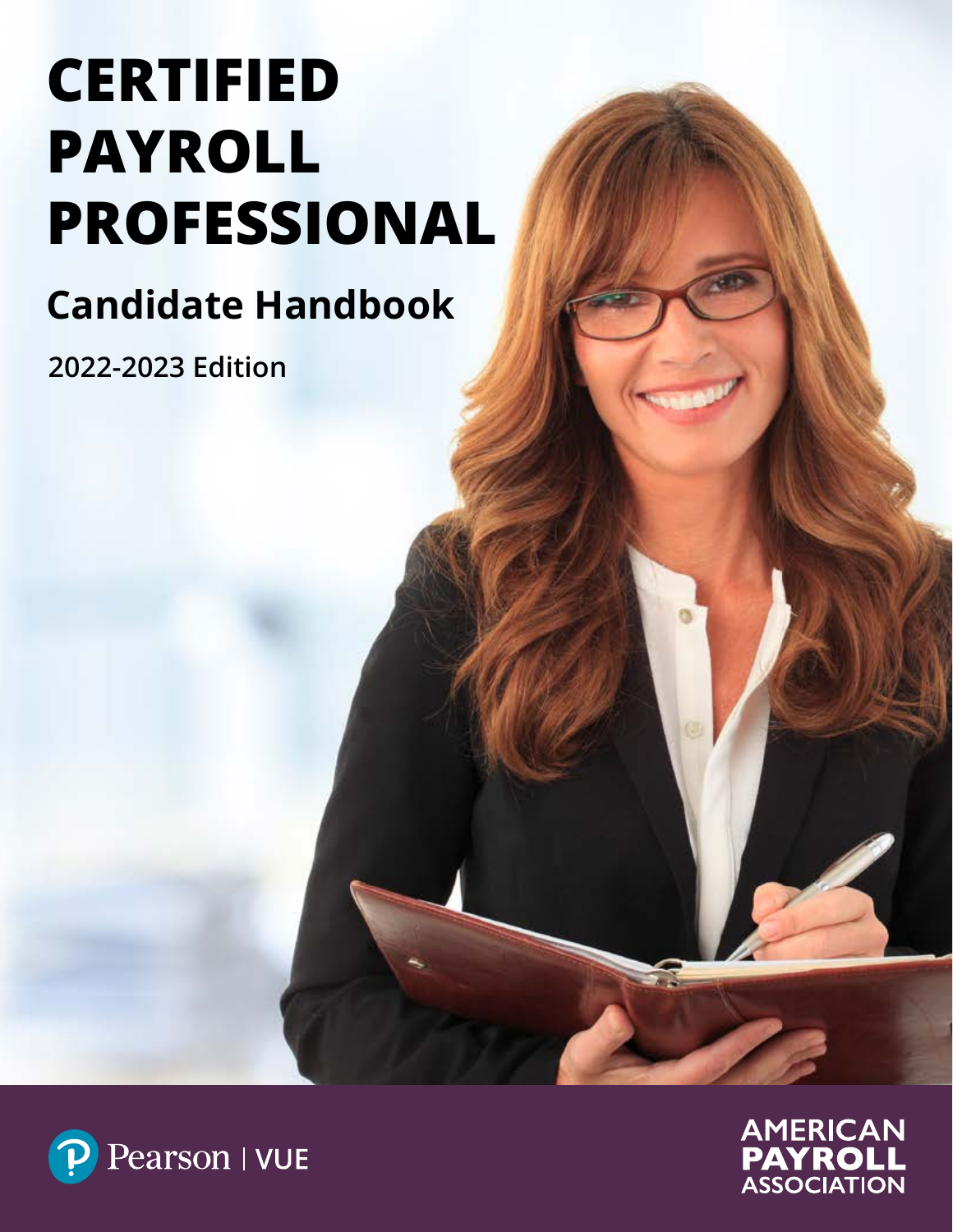# CERTIFIED PAYROLL PROFESSIONAL

## Candidate Handbook

**2022-2023 Edition**

Pearson | VUE

AMERICAN PAYROLL ASSOCIATION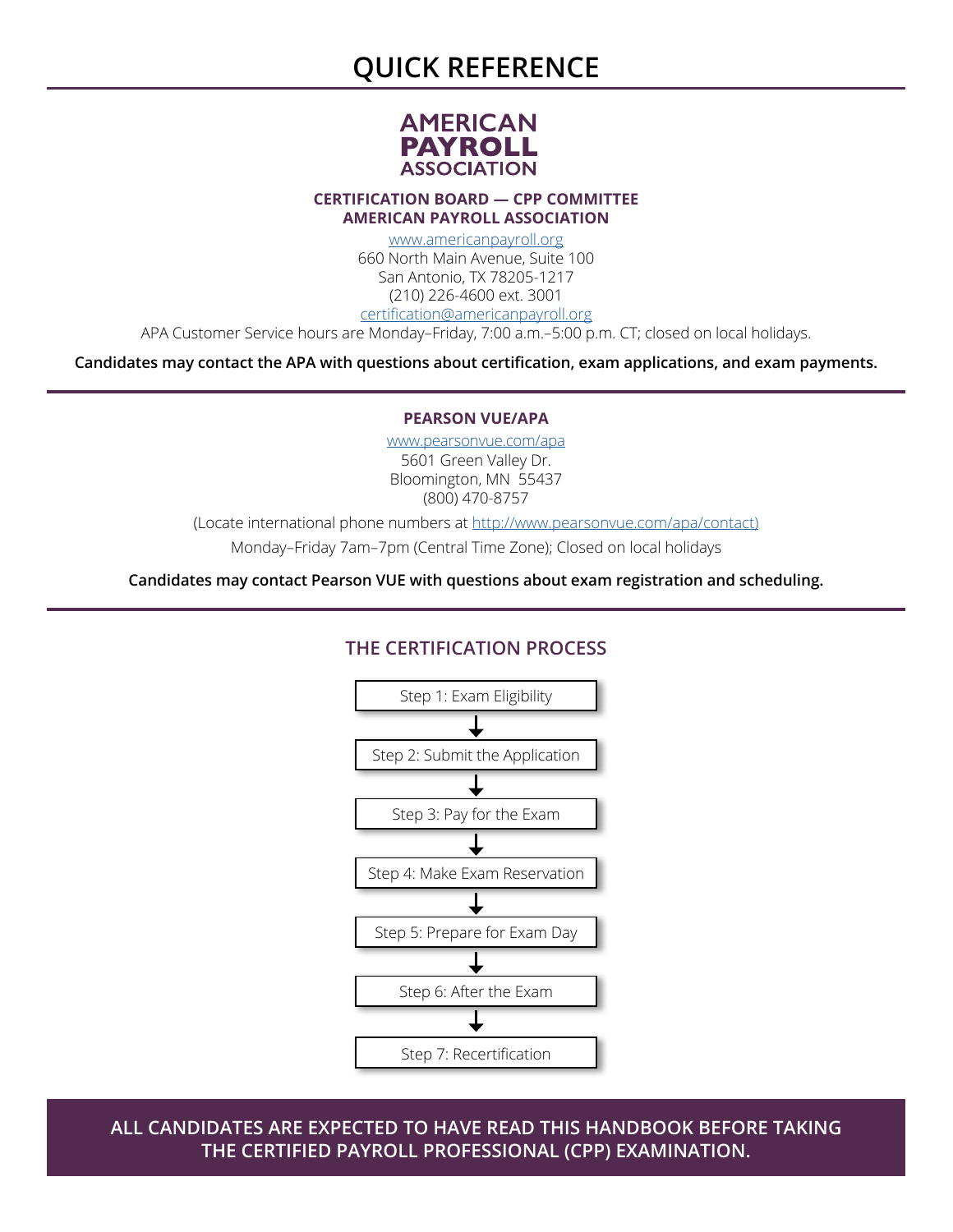# QUICK REFERENCE

**AMERICAN PAYROLL ASSOCIATION**

**CERTIFICATION BOARD — CPP COMMITTEE**
**AMERICAN PAYROLL ASSOCIATION**

www.americanpayroll.org
660 North Main Avenue, Suite 100
San Antonio, TX 78205-1217
(210) 226-4600 ext. 3001
certification@americanpayroll.org
APA Customer Service hours are Monday–Friday, 7:00 a.m.–5:00 p.m. CT; closed on local holidays.

**Candidates may contact the APA with questions about certification, exam applications, and exam payments.**

---

**PEARSON VUE/APA**

www.pearsonvue.com/apa
5601 Green Valley Dr.
Bloomington, MN 55437
(800) 470-8757

(Locate international phone numbers at http://www.pearsonvue.com/apa/contact)

Monday–Friday 7am–7pm (Central Time Zone); Closed on local holidays

**Candidates may contact Pearson VUE with questions about exam registration and scheduling.**

---

## THE CERTIFICATION PROCESS

Step 1: Exam Eligibility
↓
Step 2: Submit the Application
↓
Step 3: Pay for the Exam
↓
Step 4: Make Exam Reservation
↓
Step 5: Prepare for Exam Day
↓
Step 6: After the Exam
↓
Step 7: Recertification

**ALL CANDIDATES ARE EXPECTED TO HAVE READ THIS HANDBOOK BEFORE TAKING THE CERTIFIED PAYROLL PROFESSIONAL (CPP) EXAMINATION.**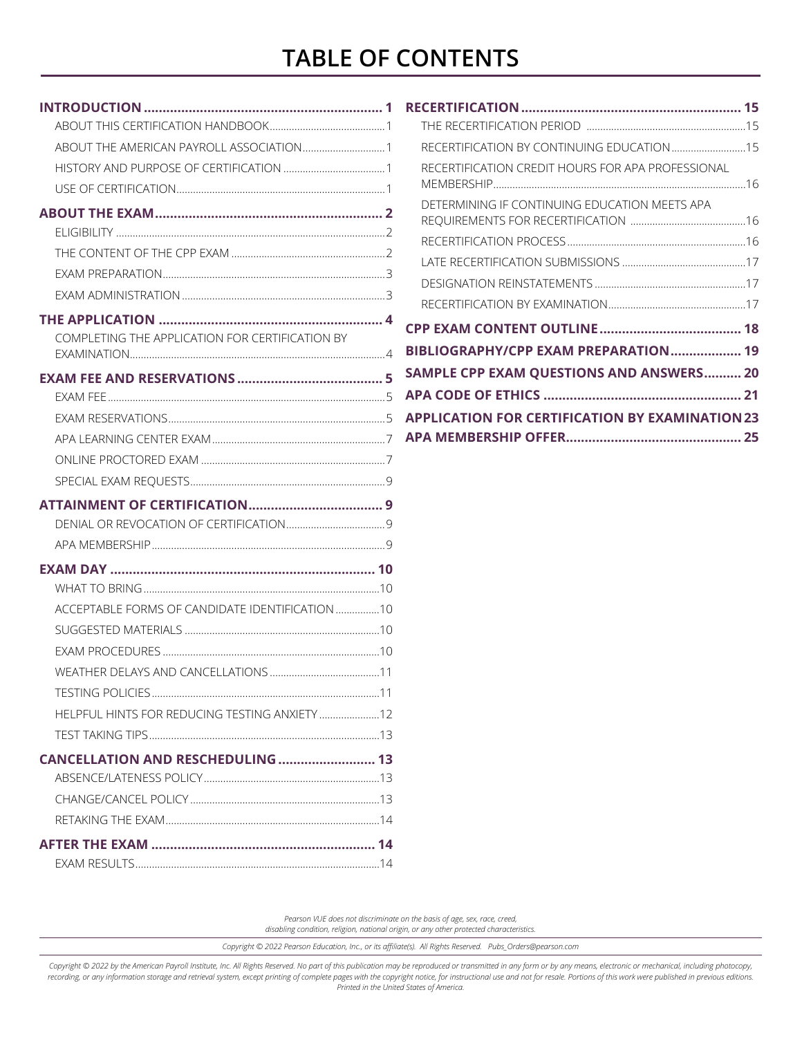# TABLE OF CONTENTS

**INTRODUCTION** ... 1
- ABOUT THIS CERTIFICATION HANDBOOK ... 1
- ABOUT THE AMERICAN PAYROLL ASSOCIATION ... 1
- HISTORY AND PURPOSE OF CERTIFICATION ... 1
- USE OF CERTIFICATION ... 1

**ABOUT THE EXAM** ... 2
- ELIGIBILITY ... 2
- THE CONTENT OF THE CPP EXAM ... 2
- EXAM PREPARATION ... 3
- EXAM ADMINISTRATION ... 3

**THE APPLICATION** ... 4
- COMPLETING THE APPLICATION FOR CERTIFICATION BY EXAMINATION ... 4

**EXAM FEE AND RESERVATIONS** ... 5
- EXAM FEE ... 5
- EXAM RESERVATIONS ... 5
- APA LEARNING CENTER EXAM ... 7
- ONLINE PROCTORED EXAM ... 7
- SPECIAL EXAM REQUESTS ... 9

**ATTAINMENT OF CERTIFICATION** ... 9
- DENIAL OR REVOCATION OF CERTIFICATION ... 9
- APA MEMBERSHIP ... 9

**EXAM DAY** ... 10
- WHAT TO BRING ... 10
- ACCEPTABLE FORMS OF CANDIDATE IDENTIFICATION ... 10
- SUGGESTED MATERIALS ... 10
- EXAM PROCEDURES ... 10
- WEATHER DELAYS AND CANCELLATIONS ... 11
- TESTING POLICIES ... 11
- HELPFUL HINTS FOR REDUCING TESTING ANXIETY ... 12
- TEST TAKING TIPS ... 13

**CANCELLATION AND RESCHEDULING** ... 13
- ABSENCE/LATENESS POLICY ... 13
- CHANGE/CANCEL POLICY ... 13
- RETAKING THE EXAM ... 14

**AFTER THE EXAM** ... 14
- EXAM RESULTS ... 14

**RECERTIFICATION** ... 15
- THE RECERTIFICATION PERIOD ... 15
- RECERTIFICATION BY CONTINUING EDUCATION ... 15
- RECERTIFICATION CREDIT HOURS FOR APA PROFESSIONAL MEMBERSHIP ... 16
- DETERMINING IF CONTINUING EDUCATION MEETS APA REQUIREMENTS FOR RECERTIFICATION ... 16
- RECERTIFICATION PROCESS ... 16
- LATE RECERTIFICATION SUBMISSIONS ... 17
- DESIGNATION REINSTATEMENTS ... 17
- RECERTIFICATION BY EXAMINATION ... 17

**CPP EXAM CONTENT OUTLINE** ... 18

**BIBLIOGRAPHY/CPP EXAM PREPARATION** ... 19

**SAMPLE CPP EXAM QUESTIONS AND ANSWERS** ... 20

**APA CODE OF ETHICS** ... 21

**APPLICATION FOR CERTIFICATION BY EXAMINATION** ... 23

**APA MEMBERSHIP OFFER** ... 25

*Pearson VUE does not discriminate on the basis of age, sex, race, creed, disabling condition, religion, national origin, or any other protected characteristics.*

*Copyright © 2022 Pearson Education, Inc., or its affiliate(s). All Rights Reserved. Pubs_Orders@pearson.com*

*Copyright © 2022 by the American Payroll Institute, Inc. All Rights Reserved. No part of this publication may be reproduced or transmitted in any form or by any means, electronic or mechanical, including photocopy, recording, or any information storage and retrieval system, except printing of complete pages with the copyright notice, for instructional use and not for resale. Portions of this work were published in previous editions. Printed in the United States of America.*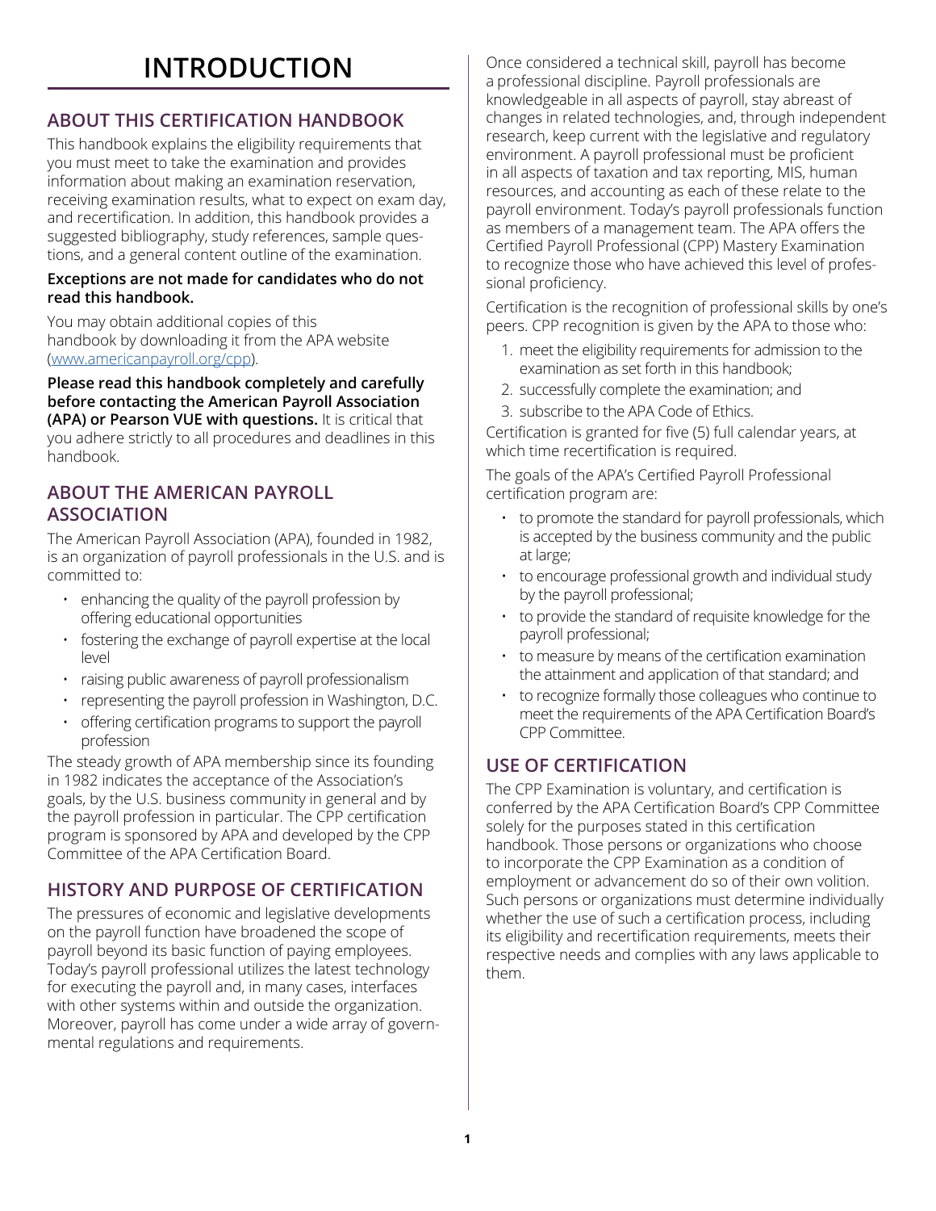# INTRODUCTION

## ABOUT THIS CERTIFICATION HANDBOOK

This handbook explains the eligibility requirements that you must meet to take the examination and provides information about making an examination reservation, receiving examination results, what to expect on exam day, and recertification. In addition, this handbook provides a suggested bibliography, study references, sample questions, and a general content outline of the examination.

**Exceptions are not made for candidates who do not read this handbook.**

You may obtain additional copies of this handbook by downloading it from the APA website (www.americanpayroll.org/cpp).

**Please read this handbook completely and carefully before contacting the American Payroll Association (APA) or Pearson VUE with questions.** It is critical that you adhere strictly to all procedures and deadlines in this handbook.

## ABOUT THE AMERICAN PAYROLL ASSOCIATION

The American Payroll Association (APA), founded in 1982, is an organization of payroll professionals in the U.S. and is committed to:

- enhancing the quality of the payroll profession by offering educational opportunities
- fostering the exchange of payroll expertise at the local level
- raising public awareness of payroll professionalism
- representing the payroll profession in Washington, D.C.
- offering certification programs to support the payroll profession

The steady growth of APA membership since its founding in 1982 indicates the acceptance of the Association's goals, by the U.S. business community in general and by the payroll profession in particular. The CPP certification program is sponsored by APA and developed by the CPP Committee of the APA Certification Board.

## HISTORY AND PURPOSE OF CERTIFICATION

The pressures of economic and legislative developments on the payroll function have broadened the scope of payroll beyond its basic function of paying employees. Today's payroll professional utilizes the latest technology for executing the payroll and, in many cases, interfaces with other systems within and outside the organization. Moreover, payroll has come under a wide array of governmental regulations and requirements.

Once considered a technical skill, payroll has become a professional discipline. Payroll professionals are knowledgeable in all aspects of payroll, stay abreast of changes in related technologies, and, through independent research, keep current with the legislative and regulatory environment. A payroll professional must be proficient in all aspects of taxation and tax reporting, MIS, human resources, and accounting as each of these relate to the payroll environment. Today's payroll professionals function as members of a management team. The APA offers the Certified Payroll Professional (CPP) Mastery Examination to recognize those who have achieved this level of professional proficiency.

Certification is the recognition of professional skills by one's peers. CPP recognition is given by the APA to those who:

1. meet the eligibility requirements for admission to the examination as set forth in this handbook;
2. successfully complete the examination; and
3. subscribe to the APA Code of Ethics.

Certification is granted for five (5) full calendar years, at which time recertification is required.

The goals of the APA's Certified Payroll Professional certification program are:

- to promote the standard for payroll professionals, which is accepted by the business community and the public at large;
- to encourage professional growth and individual study by the payroll professional;
- to provide the standard of requisite knowledge for the payroll professional;
- to measure by means of the certification examination the attainment and application of that standard; and
- to recognize formally those colleagues who continue to meet the requirements of the APA Certification Board's CPP Committee.

## USE OF CERTIFICATION

The CPP Examination is voluntary, and certification is conferred by the APA Certification Board's CPP Committee solely for the purposes stated in this certification handbook. Those persons or organizations who choose to incorporate the CPP Examination as a condition of employment or advancement do so of their own volition. Such persons or organizations must determine individually whether the use of such a certification process, including its eligibility and recertification requirements, meets their respective needs and complies with any laws applicable to them.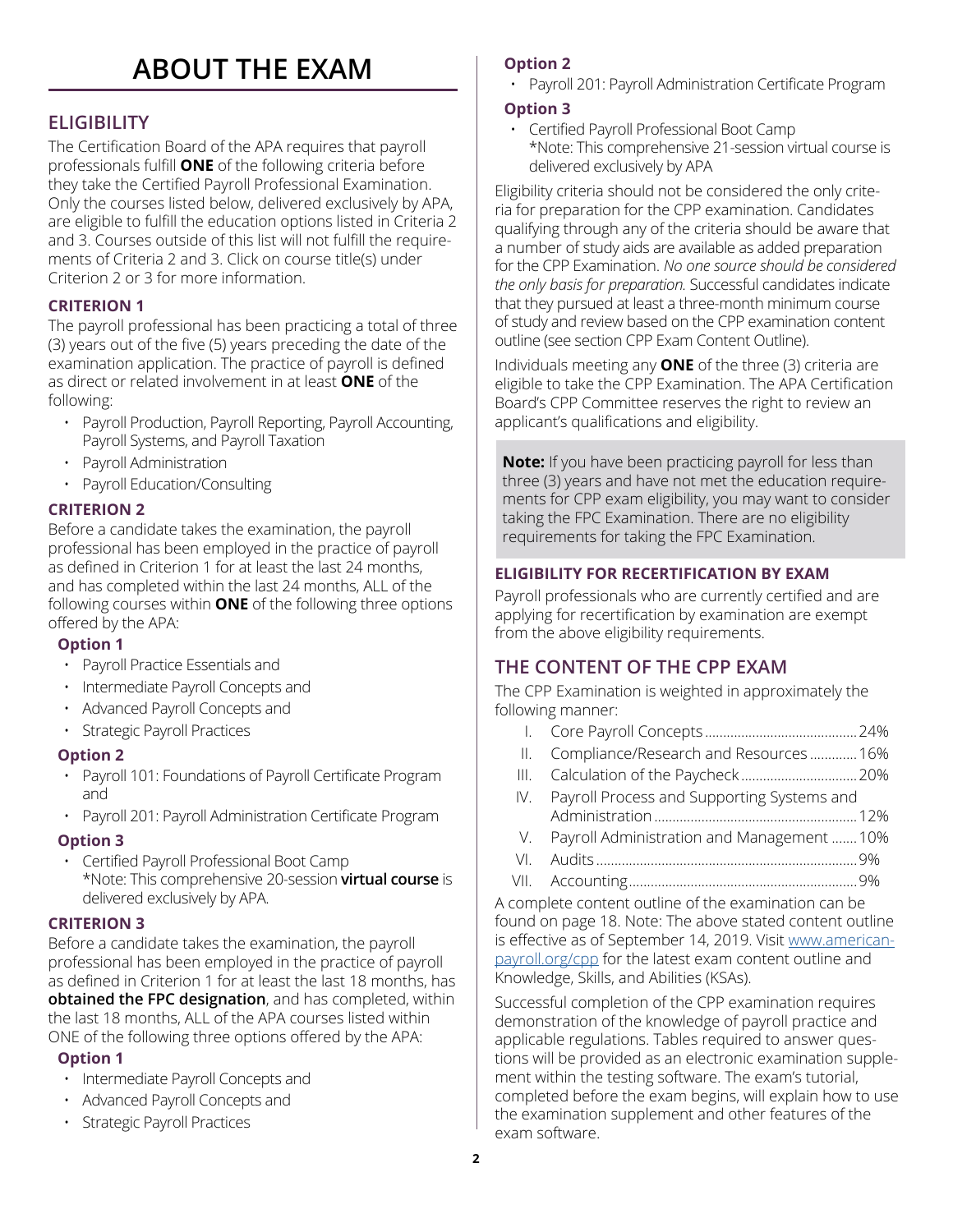# ABOUT THE EXAM

## ELIGIBILITY

The Certification Board of the APA requires that payroll professionals fulfill **ONE** of the following criteria before they take the Certified Payroll Professional Examination. Only the courses listed below, delivered exclusively by APA, are eligible to fulfill the education options listed in Criteria 2 and 3. Courses outside of this list will not fulfill the requirements of Criteria 2 and 3. Click on course title(s) under Criterion 2 or 3 for more information.

### CRITERION 1

The payroll professional has been practicing a total of three (3) years out of the five (5) years preceding the date of the examination application. The practice of payroll is defined as direct or related involvement in at least **ONE** of the following:

- Payroll Production, Payroll Reporting, Payroll Accounting, Payroll Systems, and Payroll Taxation
- Payroll Administration
- Payroll Education/Consulting

### CRITERION 2

Before a candidate takes the examination, the payroll professional has been employed in the practice of payroll as defined in Criterion 1 for at least the last 24 months, and has completed within the last 24 months, ALL of the following courses within **ONE** of the following three options offered by the APA:

**Option 1**

- Payroll Practice Essentials and
- Intermediate Payroll Concepts and
- Advanced Payroll Concepts and
- Strategic Payroll Practices

**Option 2**

- Payroll 101: Foundations of Payroll Certificate Program and
- Payroll 201: Payroll Administration Certificate Program

**Option 3**

- Certified Payroll Professional Boot Camp
  *Note: This comprehensive 20-session **virtual course** is delivered exclusively by APA.

### CRITERION 3

Before a candidate takes the examination, the payroll professional has been employed in the practice of payroll as defined in Criterion 1 for at least the last 18 months, has **obtained the FPC designation**, and has completed, within the last 18 months, ALL of the APA courses listed within ONE of the following three options offered by the APA:

**Option 1**

- Intermediate Payroll Concepts and
- Advanced Payroll Concepts and
- Strategic Payroll Practices

**Option 2**

- Payroll 201: Payroll Administration Certificate Program

**Option 3**

- Certified Payroll Professional Boot Camp
  *Note: This comprehensive 21-session virtual course is delivered exclusively by APA

Eligibility criteria should not be considered the only criteria for preparation for the CPP examination. Candidates qualifying through any of the criteria should be aware that a number of study aids are available as added preparation for the CPP Examination. *No one source should be considered the only basis for preparation.* Successful candidates indicate that they pursued at least a three-month minimum course of study and review based on the CPP examination content outline (see section CPP Exam Content Outline).

Individuals meeting any **ONE** of the three (3) criteria are eligible to take the CPP Examination. The APA Certification Board's CPP Committee reserves the right to review an applicant's qualifications and eligibility.

**Note:** If you have been practicing payroll for less than three (3) years and have not met the education requirements for CPP exam eligibility, you may want to consider taking the FPC Examination. There are no eligibility requirements for taking the FPC Examination.

### ELIGIBILITY FOR RECERTIFICATION BY EXAM

Payroll professionals who are currently certified and are applying for recertification by examination are exempt from the above eligibility requirements.

## THE CONTENT OF THE CPP EXAM

The CPP Examination is weighted in approximately the following manner:

| | | |
|---|---|---|
| I. | Core Payroll Concepts | 24% |
| II. | Compliance/Research and Resources | 16% |
| III. | Calculation of the Paycheck | 20% |
| IV. | Payroll Process and Supporting Systems and Administration | 12% |
| V. | Payroll Administration and Management | 10% |
| VI. | Audits | 9% |
| VII. | Accounting | 9% |

A complete content outline of the examination can be found on page 18. Note: The above stated content outline is effective as of September 14, 2019. Visit www.americanpayroll.org/cpp for the latest exam content outline and Knowledge, Skills, and Abilities (KSAs).

Successful completion of the CPP examination requires demonstration of the knowledge of payroll practice and applicable regulations. Tables required to answer questions will be provided as an electronic examination supplement within the testing software. The exam's tutorial, completed before the exam begins, will explain how to use the examination supplement and other features of the exam software.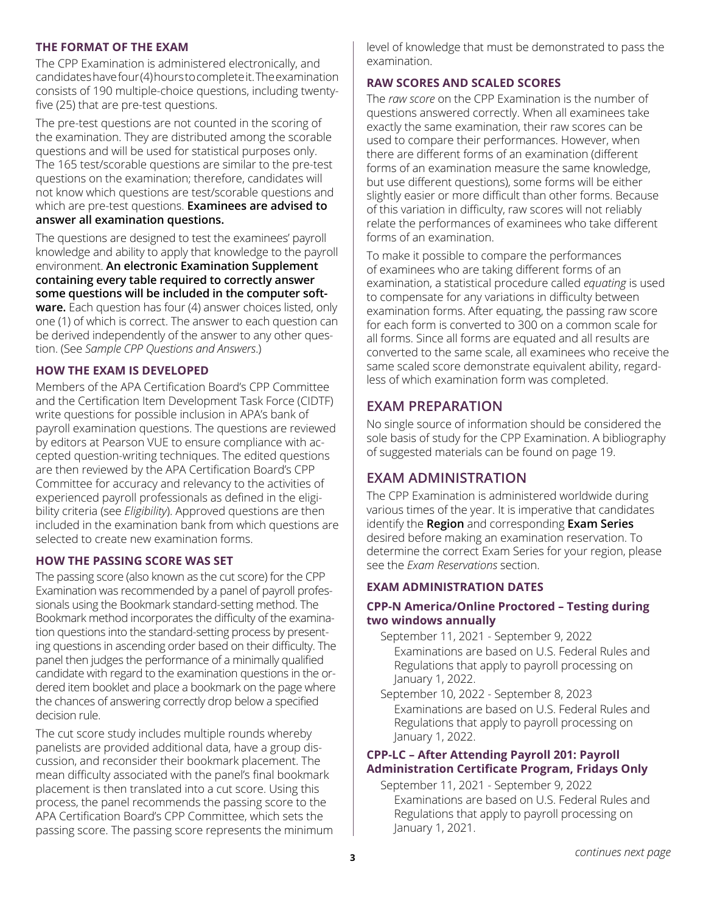### THE FORMAT OF THE EXAM

The CPP Examination is administered electronically, and candidates have four (4) hours to complete it. The examination consists of 190 multiple-choice questions, including twenty-five (25) that are pre-test questions.

The pre-test questions are not counted in the scoring of the examination. They are distributed among the scorable questions and will be used for statistical purposes only. The 165 test/scorable questions are similar to the pre-test questions on the examination; therefore, candidates will not know which questions are test/scorable questions and which are pre-test questions. **Examinees are advised to answer all examination questions.**

The questions are designed to test the examinees' payroll knowledge and ability to apply that knowledge to the payroll environment. **An electronic Examination Supplement containing every table required to correctly answer some questions will be included in the computer software.** Each question has four (4) answer choices listed, only one (1) of which is correct. The answer to each question can be derived independently of the answer to any other question. (See *Sample CPP Questions and Answers*.)

### HOW THE EXAM IS DEVELOPED

Members of the APA Certification Board's CPP Committee and the Certification Item Development Task Force (CIDTF) write questions for possible inclusion in APA's bank of payroll examination questions. The questions are reviewed by editors at Pearson VUE to ensure compliance with accepted question-writing techniques. The edited questions are then reviewed by the APA Certification Board's CPP Committee for accuracy and relevancy to the activities of experienced payroll professionals as defined in the eligibility criteria (see *Eligibility*). Approved questions are then included in the examination bank from which questions are selected to create new examination forms.

### HOW THE PASSING SCORE WAS SET

The passing score (also known as the cut score) for the CPP Examination was recommended by a panel of payroll professionals using the Bookmark standard-setting method. The Bookmark method incorporates the difficulty of the examination questions into the standard-setting process by presenting questions in ascending order based on their difficulty. The panel then judges the performance of a minimally qualified candidate with regard to the examination questions in the ordered item booklet and place a bookmark on the page where the chances of answering correctly drop below a specified decision rule.

The cut score study includes multiple rounds whereby panelists are provided additional data, have a group discussion, and reconsider their bookmark placement. The mean difficulty associated with the panel's final bookmark placement is then translated into a cut score. Using this process, the panel recommends the passing score to the APA Certification Board's CPP Committee, which sets the passing score. The passing score represents the minimum level of knowledge that must be demonstrated to pass the examination.

### RAW SCORES AND SCALED SCORES

The *raw score* on the CPP Examination is the number of questions answered correctly. When all examinees take exactly the same examination, their raw scores can be used to compare their performances. However, when there are different forms of an examination (different forms of an examination measure the same knowledge, but use different questions), some forms will be either slightly easier or more difficult than other forms. Because of this variation in difficulty, raw scores will not reliably relate the performances of examinees who take different forms of an examination.

To make it possible to compare the performances of examinees who are taking different forms of an examination, a statistical procedure called *equating* is used to compensate for any variations in difficulty between examination forms. After equating, the passing raw score for each form is converted to 300 on a common scale for all forms. Since all forms are equated and all results are converted to the same scale, all examinees who receive the same scaled score demonstrate equivalent ability, regardless of which examination form was completed.

## EXAM PREPARATION

No single source of information should be considered the sole basis of study for the CPP Examination. A bibliography of suggested materials can be found on page 19.

## EXAM ADMINISTRATION

The CPP Examination is administered worldwide during various times of the year. It is imperative that candidates identify the **Region** and corresponding **Exam Series** desired before making an examination reservation. To determine the correct Exam Series for your region, please see the *Exam Reservations* section.

### EXAM ADMINISTRATION DATES

#### CPP-N America/Online Proctored – Testing during two windows annually

September 11, 2021 - September 9, 2022
Examinations are based on U.S. Federal Rules and Regulations that apply to payroll processing on January 1, 2022.

September 10, 2022 - September 8, 2023
Examinations are based on U.S. Federal Rules and Regulations that apply to payroll processing on January 1, 2022.

#### CPP-LC – After Attending Payroll 201: Payroll Administration Certificate Program, Fridays Only

September 11, 2021 - September 9, 2022
Examinations are based on U.S. Federal Rules and Regulations that apply to payroll processing on January 1, 2021.

*continues next page*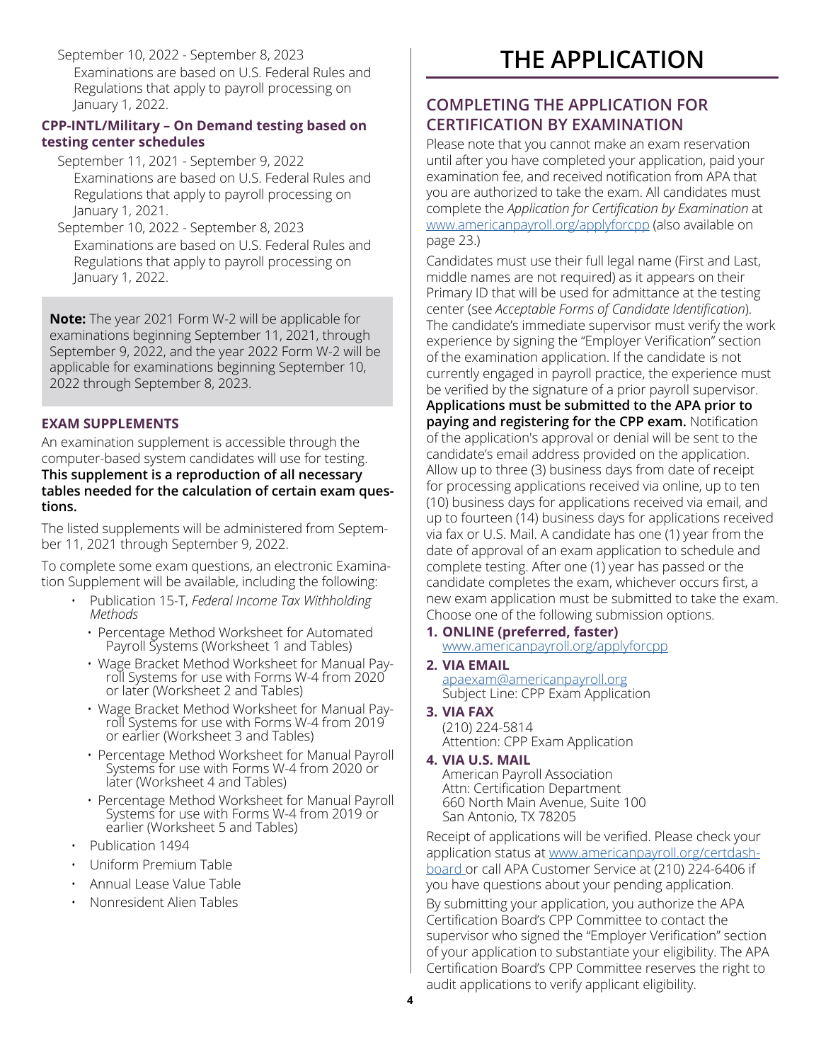September 10, 2022 - September 8, 2023

Examinations are based on U.S. Federal Rules and Regulations that apply to payroll processing on January 1, 2022.

### CPP-INTL/Military – On Demand testing based on testing center schedules

September 11, 2021 - September 9, 2022

Examinations are based on U.S. Federal Rules and Regulations that apply to payroll processing on January 1, 2021.

September 10, 2022 - September 8, 2023

Examinations are based on U.S. Federal Rules and Regulations that apply to payroll processing on January 1, 2022.

**Note:** The year 2021 Form W-2 will be applicable for examinations beginning September 11, 2021, through September 9, 2022, and the year 2022 Form W-2 will be applicable for examinations beginning September 10, 2022 through September 8, 2023.

### EXAM SUPPLEMENTS

An examination supplement is accessible through the computer-based system candidates will use for testing. **This supplement is a reproduction of all necessary tables needed for the calculation of certain exam questions.**

The listed supplements will be administered from September 11, 2021 through September 9, 2022.

To complete some exam questions, an electronic Examination Supplement will be available, including the following:

- Publication 15-T, *Federal Income Tax Withholding Methods*
  - Percentage Method Worksheet for Automated Payroll Systems (Worksheet 1 and Tables)
  - Wage Bracket Method Worksheet for Manual Payroll Systems for use with Forms W-4 from 2020 or later (Worksheet 2 and Tables)
  - Wage Bracket Method Worksheet for Manual Payroll Systems for use with Forms W-4 from 2019 or earlier (Worksheet 3 and Tables)
  - Percentage Method Worksheet for Manual Payroll Systems for use with Forms W-4 from 2020 or later (Worksheet 4 and Tables)
  - Percentage Method Worksheet for Manual Payroll Systems for use with Forms W-4 from 2019 or earlier (Worksheet 5 and Tables)
- Publication 1494
- Uniform Premium Table
- Annual Lease Value Table
- Nonresident Alien Tables

# THE APPLICATION

## COMPLETING THE APPLICATION FOR CERTIFICATION BY EXAMINATION

Please note that you cannot make an exam reservation until after you have completed your application, paid your examination fee, and received notification from APA that you are authorized to take the exam. All candidates must complete the *Application for Certification by Examination* at www.americanpayroll.org/applyforcpp (also available on page 23.)

Candidates must use their full legal name (First and Last, middle names are not required) as it appears on their Primary ID that will be used for admittance at the testing center (see *Acceptable Forms of Candidate Identification*). The candidate's immediate supervisor must verify the work experience by signing the "Employer Verification" section of the examination application. If the candidate is not currently engaged in payroll practice, the experience must be verified by the signature of a prior payroll supervisor. **Applications must be submitted to the APA prior to paying and registering for the CPP exam.** Notification of the application's approval or denial will be sent to the candidate's email address provided on the application. Allow up to three (3) business days from date of receipt for processing applications received via online, up to ten (10) business days for applications received via email, and up to fourteen (14) business days for applications received via fax or U.S. Mail. A candidate has one (1) year from the date of approval of an exam application to schedule and complete testing. After one (1) year has passed or the candidate completes the exam, whichever occurs first, a new exam application must be submitted to take the exam. Choose one of the following submission options.

1. **ONLINE (preferred, faster)**
   www.americanpayroll.org/applyforcpp
2. **VIA EMAIL**
   apaexam@americanpayroll.org
   Subject Line: CPP Exam Application
3. **VIA FAX**
   (210) 224-5814
   Attention: CPP Exam Application
4. **VIA U.S. MAIL**
   American Payroll Association
   Attn: Certification Department
   660 North Main Avenue, Suite 100
   San Antonio, TX 78205

Receipt of applications will be verified. Please check your application status at www.americanpayroll.org/certdashboard or call APA Customer Service at (210) 224-6406 if you have questions about your pending application.

By submitting your application, you authorize the APA Certification Board's CPP Committee to contact the supervisor who signed the "Employer Verification" section of your application to substantiate your eligibility. The APA Certification Board's CPP Committee reserves the right to audit applications to verify applicant eligibility.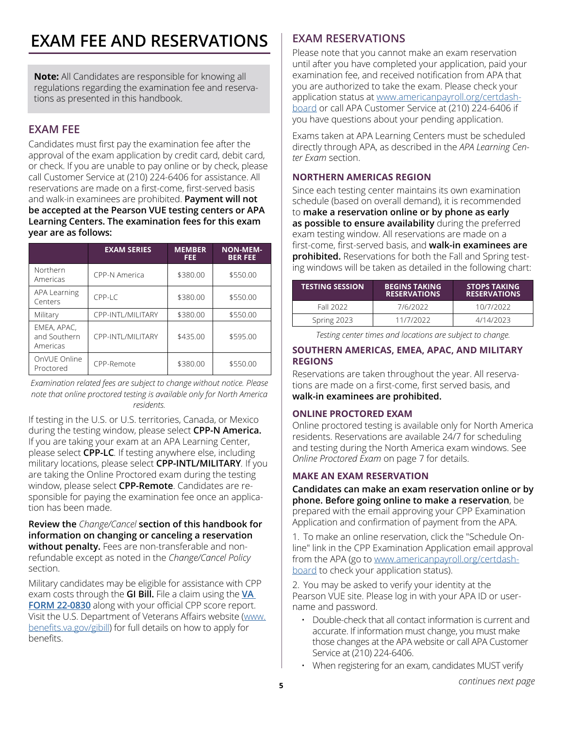# EXAM FEE AND RESERVATIONS

**Note:** All Candidates are responsible for knowing all regulations regarding the examination fee and reservations as presented in this handbook.

## EXAM FEE

Candidates must first pay the examination fee after the approval of the exam application by credit card, debit card, or check. If you are unable to pay online or by check, please call Customer Service at (210) 224-6406 for assistance. All reservations are made on a first-come, first-served basis and walk-in examinees are prohibited. **Payment will not be accepted at the Pearson VUE testing centers or APA Learning Centers. The examination fees for this exam year are as follows:**

| | EXAM SERIES | MEMBER FEE | NON-MEMBER FEE |
|---|---|---|---|
| Northern Americas | CPP-N America | $380.00 | $550.00 |
| APA Learning Centers | CPP-LC | $380.00 | $550.00 |
| Military | CPP-INTL/MILITARY | $380.00 | $550.00 |
| EMEA, APAC, and Southern Americas | CPP-INTL/MILITARY | $435.00 | $595.00 |
| OnVUE Online Proctored | CPP-Remote | $380.00 | $550.00 |

*Examination related fees are subject to change without notice. Please note that online proctored testing is available only for North America residents.*

If testing in the U.S. or U.S. territories, Canada, or Mexico during the testing window, please select **CPP-N America.** If you are taking your exam at an APA Learning Center, please select **CPP-LC**. If testing anywhere else, including military locations, please select **CPP-INTL/MILITARY**. If you are taking the Online Proctored exam during the testing window, please select **CPP-Remote**. Candidates are responsible for paying the examination fee once an application has been made.

**Review the** *Change/Cancel* **section of this handbook for information on changing or canceling a reservation without penalty.** Fees are non-transferable and non-refundable except as noted in the *Change/Cancel Policy* section.

Military candidates may be eligible for assistance with CPP exam costs through the **GI Bill.** File a claim using the **VA FORM 22-0830** along with your official CPP score report. Visit the U.S. Department of Veterans Affairs website (www.benefits.va.gov/gibill) for full details on how to apply for benefits.

## EXAM RESERVATIONS

Please note that you cannot make an exam reservation until after you have completed your application, paid your examination fee, and received notification from APA that you are authorized to take the exam. Please check your application status at www.americanpayroll.org/certdashboard or call APA Customer Service at (210) 224-6406 if you have questions about your pending application.

Exams taken at APA Learning Centers must be scheduled directly through APA, as described in the *APA Learning Center Exam* section.

### NORTHERN AMERICAS REGION

Since each testing center maintains its own examination schedule (based on overall demand), it is recommended to **make a reservation online or by phone as early as possible to ensure availability** during the preferred exam testing window. All reservations are made on a first-come, first-served basis, and **walk-in examinees are prohibited.** Reservations for both the Fall and Spring testing windows will be taken as detailed in the following chart:

| TESTING SESSION | BEGINS TAKING RESERVATIONS | STOPS TAKING RESERVATIONS |
|---|---|---|
| Fall 2022 | 7/6/2022 | 10/7/2022 |
| Spring 2023 | 11/7/2022 | 4/14/2023 |

*Testing center times and locations are subject to change.*

### SOUTHERN AMERICAS, EMEA, APAC, AND MILITARY REGIONS

Reservations are taken throughout the year. All reservations are made on a first-come, first served basis, and **walk-in examinees are prohibited.**

### ONLINE PROCTORED EXAM

Online proctored testing is available only for North America residents. Reservations are available 24/7 for scheduling and testing during the North America exam windows. See *Online Proctored Exam* on page 7 for details.

### MAKE AN EXAM RESERVATION

**Candidates can make an exam reservation online or by phone. Before going online to make a reservation**, be prepared with the email approving your CPP Examination Application and confirmation of payment from the APA.

1. To make an online reservation, click the "Schedule Online" link in the CPP Examination Application email approval from the APA (go to www.americanpayroll.org/certdashboard to check your application status).

2. You may be asked to verify your identity at the Pearson VUE site. Please log in with your APA ID or username and password.

- Double-check that all contact information is current and accurate. If information must change, you must make those changes at the APA website or call APA Customer Service at (210) 224-6406.
- When registering for an exam, candidates MUST verify

*continues next page*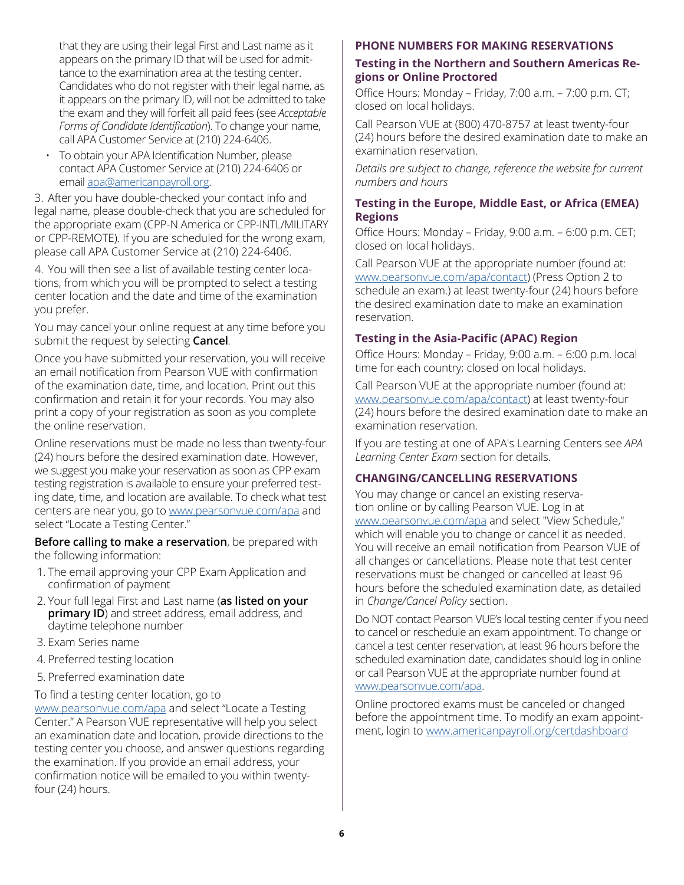that they are using their legal First and Last name as it appears on the primary ID that will be used for admittance to the examination area at the testing center. Candidates who do not register with their legal name, as it appears on the primary ID, will not be admitted to take the exam and they will forfeit all paid fees (see *Acceptable Forms of Candidate Identification*). To change your name, call APA Customer Service at (210) 224-6406.

- To obtain your APA Identification Number, please contact APA Customer Service at (210) 224-6406 or email apa@americanpayroll.org.

3. After you have double-checked your contact info and legal name, please double-check that you are scheduled for the appropriate exam (CPP-N America or CPP-INTL/MILITARY or CPP-REMOTE). If you are scheduled for the wrong exam, please call APA Customer Service at (210) 224-6406.

4. You will then see a list of available testing center locations, from which you will be prompted to select a testing center location and the date and time of the examination you prefer.

You may cancel your online request at any time before you submit the request by selecting **Cancel**.

Once you have submitted your reservation, you will receive an email notification from Pearson VUE with confirmation of the examination date, time, and location. Print out this confirmation and retain it for your records. You may also print a copy of your registration as soon as you complete the online reservation.

Online reservations must be made no less than twenty-four (24) hours before the desired examination date. However, we suggest you make your reservation as soon as CPP exam testing registration is available to ensure your preferred testing date, time, and location are available. To check what test centers are near you, go to www.pearsonvue.com/apa and select "Locate a Testing Center."

**Before calling to make a reservation**, be prepared with the following information:

1. The email approving your CPP Exam Application and confirmation of payment
2. Your full legal First and Last name (**as listed on your primary ID**) and street address, email address, and daytime telephone number
3. Exam Series name
4. Preferred testing location
5. Preferred examination date

To find a testing center location, go to www.pearsonvue.com/apa and select "Locate a Testing Center." A Pearson VUE representative will help you select an examination date and location, provide directions to the testing center you choose, and answer questions regarding the examination. If you provide an email address, your confirmation notice will be emailed to you within twenty-four (24) hours.

## PHONE NUMBERS FOR MAKING RESERVATIONS

### Testing in the Northern and Southern Americas Regions or Online Proctored

Office Hours: Monday – Friday, 7:00 a.m. – 7:00 p.m. CT; closed on local holidays.

Call Pearson VUE at (800) 470-8757 at least twenty-four (24) hours before the desired examination date to make an examination reservation.

*Details are subject to change, reference the website for current numbers and hours*

### Testing in the Europe, Middle East, or Africa (EMEA) Regions

Office Hours: Monday – Friday, 9:00 a.m. – 6:00 p.m. CET; closed on local holidays.

Call Pearson VUE at the appropriate number (found at: www.pearsonvue.com/apa/contact) (Press Option 2 to schedule an exam.) at least twenty-four (24) hours before the desired examination date to make an examination reservation.

### Testing in the Asia-Pacific (APAC) Region

Office Hours: Monday – Friday, 9:00 a.m. – 6:00 p.m. local time for each country; closed on local holidays.

Call Pearson VUE at the appropriate number (found at: www.pearsonvue.com/apa/contact) at least twenty-four (24) hours before the desired examination date to make an examination reservation.

If you are testing at one of APA's Learning Centers see *APA Learning Center Exam* section for details.

## CHANGING/CANCELLING RESERVATIONS

You may change or cancel an existing reservation online or by calling Pearson VUE. Log in at www.pearsonvue.com/apa and select "View Schedule," which will enable you to change or cancel it as needed. You will receive an email notification from Pearson VUE of all changes or cancellations. Please note that test center reservations must be changed or cancelled at least 96 hours before the scheduled examination date, as detailed in *Change/Cancel Policy* section.

Do NOT contact Pearson VUE's local testing center if you need to cancel or reschedule an exam appointment. To change or cancel a test center reservation, at least 96 hours before the scheduled examination date, candidates should log in online or call Pearson VUE at the appropriate number found at www.pearsonvue.com/apa.

Online proctored exams must be canceled or changed before the appointment time. To modify an exam appointment, login to www.americanpayroll.org/certdashboard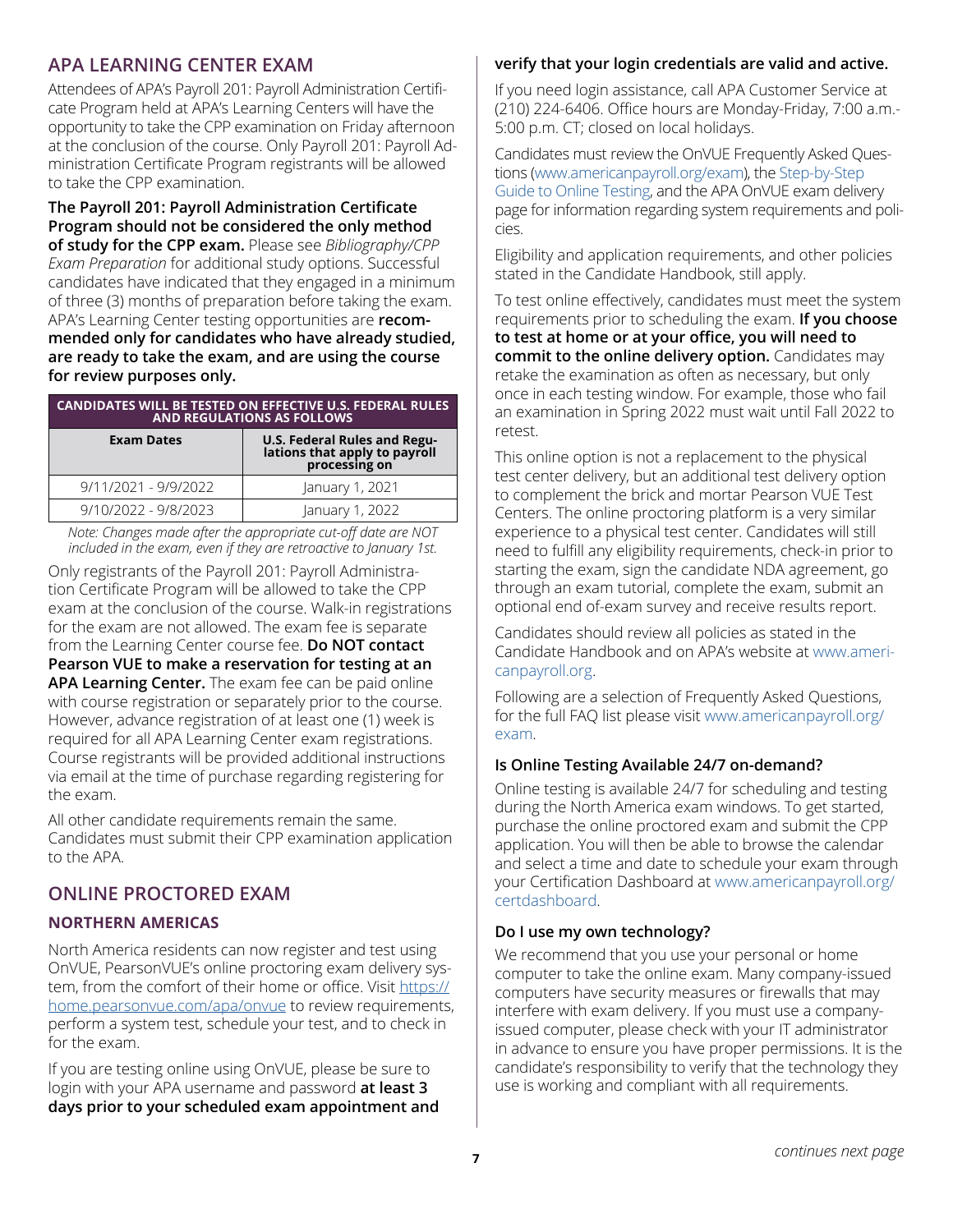## APA LEARNING CENTER EXAM

Attendees of APA's Payroll 201: Payroll Administration Certificate Program held at APA's Learning Centers will have the opportunity to take the CPP examination on Friday afternoon at the conclusion of the course. Only Payroll 201: Payroll Administration Certificate Program registrants will be allowed to take the CPP examination.

**The Payroll 201: Payroll Administration Certificate Program should not be considered the only method of study for the CPP exam.** Please see *Bibliography/CPP Exam Preparation* for additional study options. Successful candidates have indicated that they engaged in a minimum of three (3) months of preparation before taking the exam. APA's Learning Center testing opportunities are **recommended only for candidates who have already studied, are ready to take the exam, and are using the course for review purposes only.**

| CANDIDATES WILL BE TESTED ON EFFECTIVE U.S. FEDERAL RULES AND REGULATIONS AS FOLLOWS | |
|---|---|
| **Exam Dates** | **U.S. Federal Rules and Regulations that apply to payroll processing on** |
| 9/11/2021 - 9/9/2022 | January 1, 2021 |
| 9/10/2022 - 9/8/2023 | January 1, 2022 |

*Note: Changes made after the appropriate cut-off date are NOT included in the exam, even if they are retroactive to January 1st.*

Only registrants of the Payroll 201: Payroll Administration Certificate Program will be allowed to take the CPP exam at the conclusion of the course. Walk-in registrations for the exam are not allowed. The exam fee is separate from the Learning Center course fee. **Do NOT contact Pearson VUE to make a reservation for testing at an APA Learning Center.** The exam fee can be paid online with course registration or separately prior to the course. However, advance registration of at least one (1) week is required for all APA Learning Center exam registrations. Course registrants will be provided additional instructions via email at the time of purchase regarding registering for the exam.

All other candidate requirements remain the same. Candidates must submit their CPP examination application to the APA.

## ONLINE PROCTORED EXAM

### NORTHERN AMERICAS

North America residents can now register and test using OnVUE, PearsonVUE's online proctoring exam delivery system, from the comfort of their home or office. Visit https://home.pearsonvue.com/apa/onvue to review requirements, perform a system test, schedule your test, and to check in for the exam.

If you are testing online using OnVUE, please be sure to login with your APA username and password **at least 3 days prior to your scheduled exam appointment and verify that your login credentials are valid and active.**

If you need login assistance, call APA Customer Service at (210) 224-6406. Office hours are Monday-Friday, 7:00 a.m.-5:00 p.m. CT; closed on local holidays.

Candidates must review the OnVUE Frequently Asked Questions (www.americanpayroll.org/exam), the Step-by-Step Guide to Online Testing, and the APA OnVUE exam delivery page for information regarding system requirements and policies.

Eligibility and application requirements, and other policies stated in the Candidate Handbook, still apply.

To test online effectively, candidates must meet the system requirements prior to scheduling the exam. **If you choose to test at home or at your office, you will need to commit to the online delivery option.** Candidates may retake the examination as often as necessary, but only once in each testing window. For example, those who fail an examination in Spring 2022 must wait until Fall 2022 to retest.

This online option is not a replacement to the physical test center delivery, but an additional test delivery option to complement the brick and mortar Pearson VUE Test Centers. The online proctoring platform is a very similar experience to a physical test center. Candidates will still need to fulfill any eligibility requirements, check-in prior to starting the exam, sign the candidate NDA agreement, go through an exam tutorial, complete the exam, submit an optional end of-exam survey and receive results report.

Candidates should review all policies as stated in the Candidate Handbook and on APA's website at www.americanpayroll.org.

Following are a selection of Frequently Asked Questions, for the full FAQ list please visit www.americanpayroll.org/exam.

**Is Online Testing Available 24/7 on-demand?**

Online testing is available 24/7 for scheduling and testing during the North America exam windows. To get started, purchase the online proctored exam and submit the CPP application. You will then be able to browse the calendar and select a time and date to schedule your exam through your Certification Dashboard at www.americanpayroll.org/certdashboard.

**Do I use my own technology?**

We recommend that you use your personal or home computer to take the online exam. Many company-issued computers have security measures or firewalls that may interfere with exam delivery. If you must use a company-issued computer, please check with your IT administrator in advance to ensure you have proper permissions. It is the candidate's responsibility to verify that the technology they use is working and compliant with all requirements.

*continues next page*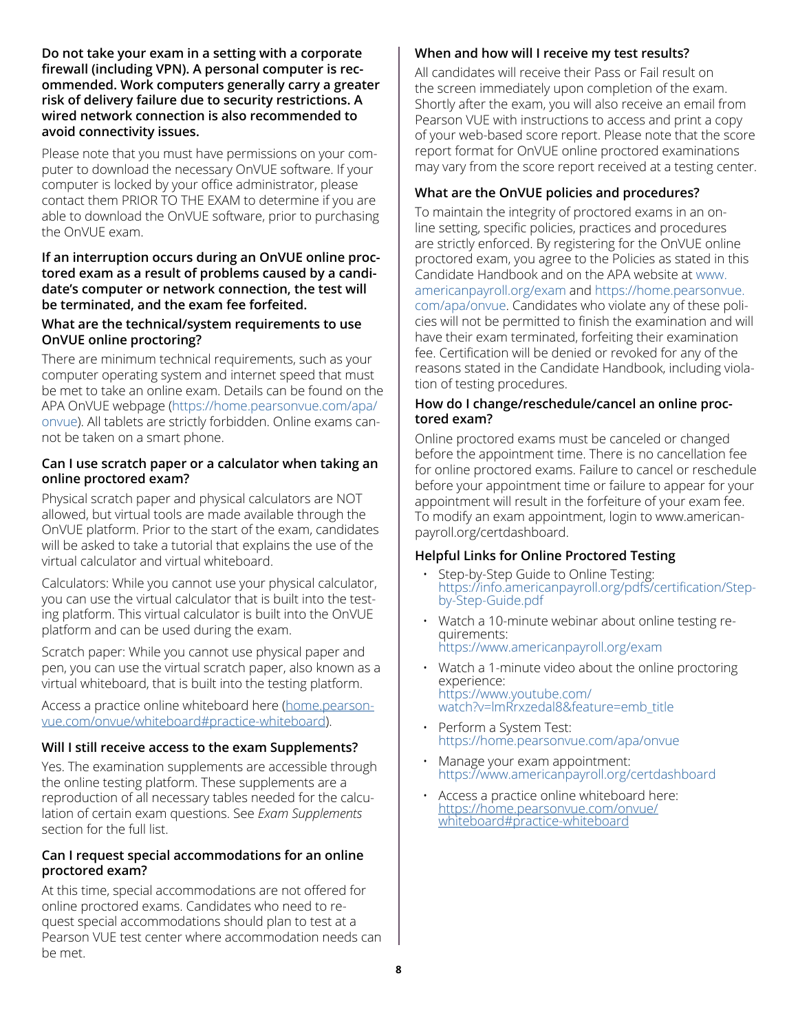**Do not take your exam in a setting with a corporate firewall (including VPN). A personal computer is recommended. Work computers generally carry a greater risk of delivery failure due to security restrictions. A wired network connection is also recommended to avoid connectivity issues.**

Please note that you must have permissions on your computer to download the necessary OnVUE software. If your computer is locked by your office administrator, please contact them PRIOR TO THE EXAM to determine if you are able to download the OnVUE software, prior to purchasing the OnVUE exam.

**If an interruption occurs during an OnVUE online proctored exam as a result of problems caused by a candidate's computer or network connection, the test will be terminated, and the exam fee forfeited.**

### What are the technical/system requirements to use OnVUE online proctoring?

There are minimum technical requirements, such as your computer operating system and internet speed that must be met to take an online exam. Details can be found on the APA OnVUE webpage (https://home.pearsonvue.com/apa/onvue). All tablets are strictly forbidden. Online exams cannot be taken on a smart phone.

### Can I use scratch paper or a calculator when taking an online proctored exam?

Physical scratch paper and physical calculators are NOT allowed, but virtual tools are made available through the OnVUE platform. Prior to the start of the exam, candidates will be asked to take a tutorial that explains the use of the virtual calculator and virtual whiteboard.

Calculators: While you cannot use your physical calculator, you can use the virtual calculator that is built into the testing platform. This virtual calculator is built into the OnVUE platform and can be used during the exam.

Scratch paper: While you cannot use physical paper and pen, you can use the virtual scratch paper, also known as a virtual whiteboard, that is built into the testing platform.

Access a practice online whiteboard here (home.pearsonvue.com/onvue/whiteboard#practice-whiteboard).

### Will I still receive access to the exam Supplements?

Yes. The examination supplements are accessible through the online testing platform. These supplements are a reproduction of all necessary tables needed for the calculation of certain exam questions. See *Exam Supplements* section for the full list.

### Can I request special accommodations for an online proctored exam?

At this time, special accommodations are not offered for online proctored exams. Candidates who need to request special accommodations should plan to test at a Pearson VUE test center where accommodation needs can be met.

### When and how will I receive my test results?

All candidates will receive their Pass or Fail result on the screen immediately upon completion of the exam. Shortly after the exam, you will also receive an email from Pearson VUE with instructions to access and print a copy of your web-based score report. Please note that the score report format for OnVUE online proctored examinations may vary from the score report received at a testing center.

### What are the OnVUE policies and procedures?

To maintain the integrity of proctored exams in an online setting, specific policies, practices and procedures are strictly enforced. By registering for the OnVUE online proctored exam, you agree to the Policies as stated in this Candidate Handbook and on the APA website at www.americanpayroll.org/exam and https://home.pearsonvue.com/apa/onvue. Candidates who violate any of these policies will not be permitted to finish the examination and will have their exam terminated, forfeiting their examination fee. Certification will be denied or revoked for any of the reasons stated in the Candidate Handbook, including violation of testing procedures.

### How do I change/reschedule/cancel an online proctored exam?

Online proctored exams must be canceled or changed before the appointment time. There is no cancellation fee for online proctored exams. Failure to cancel or reschedule before your appointment time or failure to appear for your appointment will result in the forfeiture of your exam fee. To modify an exam appointment, login to www.americanpayroll.org/certdashboard.

### Helpful Links for Online Proctored Testing

- Step-by-Step Guide to Online Testing: https://info.americanpayroll.org/pdfs/certification/Step-by-Step-Guide.pdf
- Watch a 10-minute webinar about online testing requirements: https://www.americanpayroll.org/exam
- Watch a 1-minute video about the online proctoring experience: https://www.youtube.com/watch?v=lmRrxzedal8&feature=emb_title
- Perform a System Test: https://home.pearsonvue.com/apa/onvue
- Manage your exam appointment: https://www.americanpayroll.org/certdashboard
- Access a practice online whiteboard here: https://home.pearsonvue.com/onvue/whiteboard#practice-whiteboard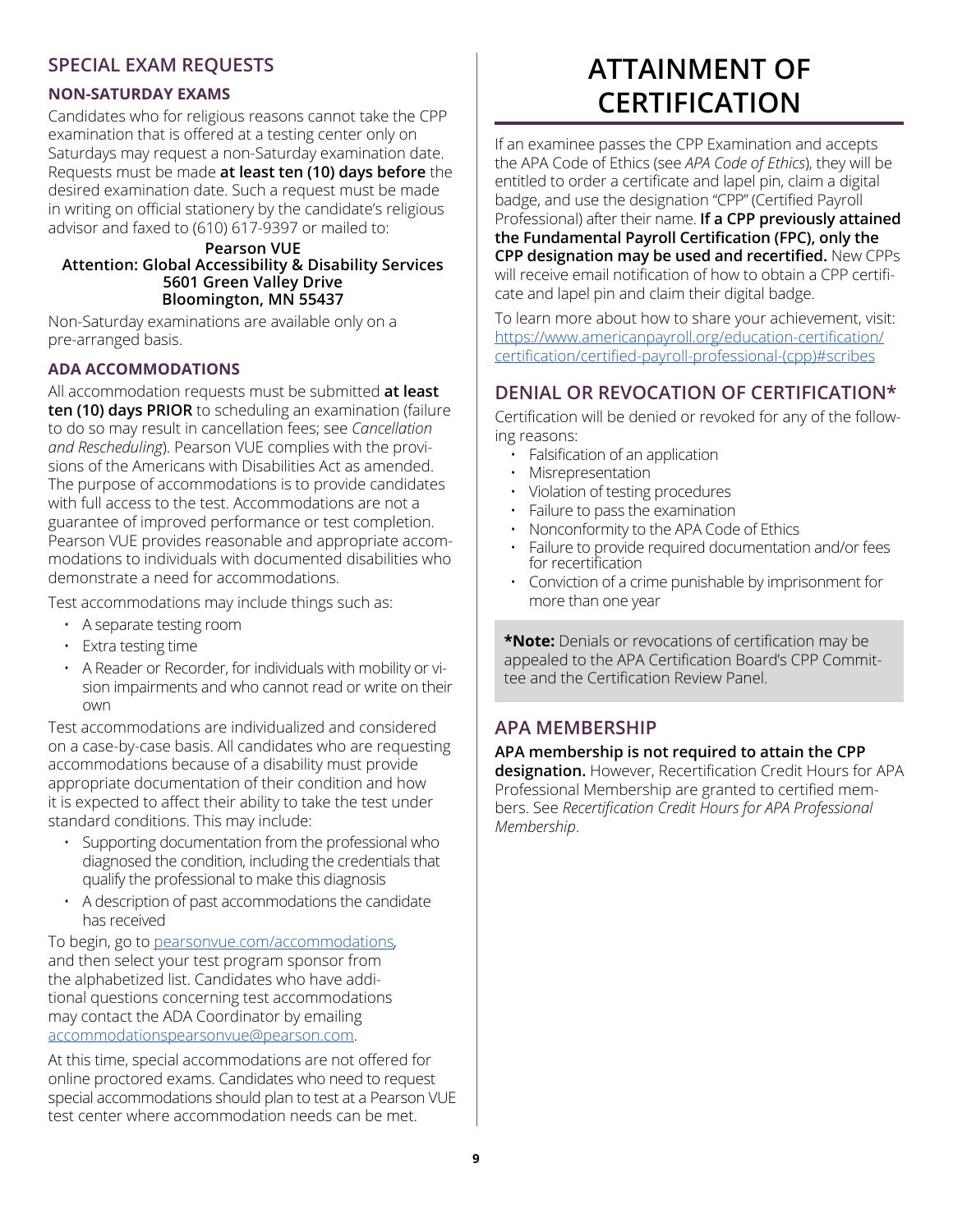## SPECIAL EXAM REQUESTS

### NON-SATURDAY EXAMS

Candidates who for religious reasons cannot take the CPP examination that is offered at a testing center only on Saturdays may request a non-Saturday examination date. Requests must be made **at least ten (10) days before** the desired examination date. Such a request must be made in writing on official stationery by the candidate's religious advisor and faxed to (610) 617-9397 or mailed to:

**Pearson VUE**
**Attention: Global Accessibility & Disability Services**
**5601 Green Valley Drive**
**Bloomington, MN 55437**

Non-Saturday examinations are available only on a pre-arranged basis.

### ADA ACCOMMODATIONS

All accommodation requests must be submitted **at least ten (10) days PRIOR** to scheduling an examination (failure to do so may result in cancellation fees; see *Cancellation and Rescheduling*). Pearson VUE complies with the provisions of the Americans with Disabilities Act as amended. The purpose of accommodations is to provide candidates with full access to the test. Accommodations are not a guarantee of improved performance or test completion. Pearson VUE provides reasonable and appropriate accommodations to individuals with documented disabilities who demonstrate a need for accommodations.

Test accommodations may include things such as:

- A separate testing room
- Extra testing time
- A Reader or Recorder, for individuals with mobility or vision impairments and who cannot read or write on their own

Test accommodations are individualized and considered on a case-by-case basis. All candidates who are requesting accommodations because of a disability must provide appropriate documentation of their condition and how it is expected to affect their ability to take the test under standard conditions. This may include:

- Supporting documentation from the professional who diagnosed the condition, including the credentials that qualify the professional to make this diagnosis
- A description of past accommodations the candidate has received

To begin, go to pearsonvue.com/accommodations, and then select your test program sponsor from the alphabetized list. Candidates who have additional questions concerning test accommodations may contact the ADA Coordinator by emailing accommodationspearsonvue@pearson.com.

At this time, special accommodations are not offered for online proctored exams. Candidates who need to request special accommodations should plan to test at a Pearson VUE test center where accommodation needs can be met.

# ATTAINMENT OF CERTIFICATION

If an examinee passes the CPP Examination and accepts the APA Code of Ethics (see *APA Code of Ethics*), they will be entitled to order a certificate and lapel pin, claim a digital badge, and use the designation "CPP" (Certified Payroll Professional) after their name. **If a CPP previously attained the Fundamental Payroll Certification (FPC), only the CPP designation may be used and recertified.** New CPPs will receive email notification of how to obtain a CPP certificate and lapel pin and claim their digital badge.

To learn more about how to share your achievement, visit: https://www.americanpayroll.org/education-certification/certification/certified-payroll-professional-(cpp)#scribes

## DENIAL OR REVOCATION OF CERTIFICATION*

Certification will be denied or revoked for any of the following reasons:

- Falsification of an application
- Misrepresentation
- Violation of testing procedures
- Failure to pass the examination
- Nonconformity to the APA Code of Ethics
- Failure to provide required documentation and/or fees for recertification
- Conviction of a crime punishable by imprisonment for more than one year

***Note:** Denials or revocations of certification may be appealed to the APA Certification Board's CPP Committee and the Certification Review Panel.

## APA MEMBERSHIP

**APA membership is not required to attain the CPP designation.** However, Recertification Credit Hours for APA Professional Membership are granted to certified members. See *Recertification Credit Hours for APA Professional Membership*.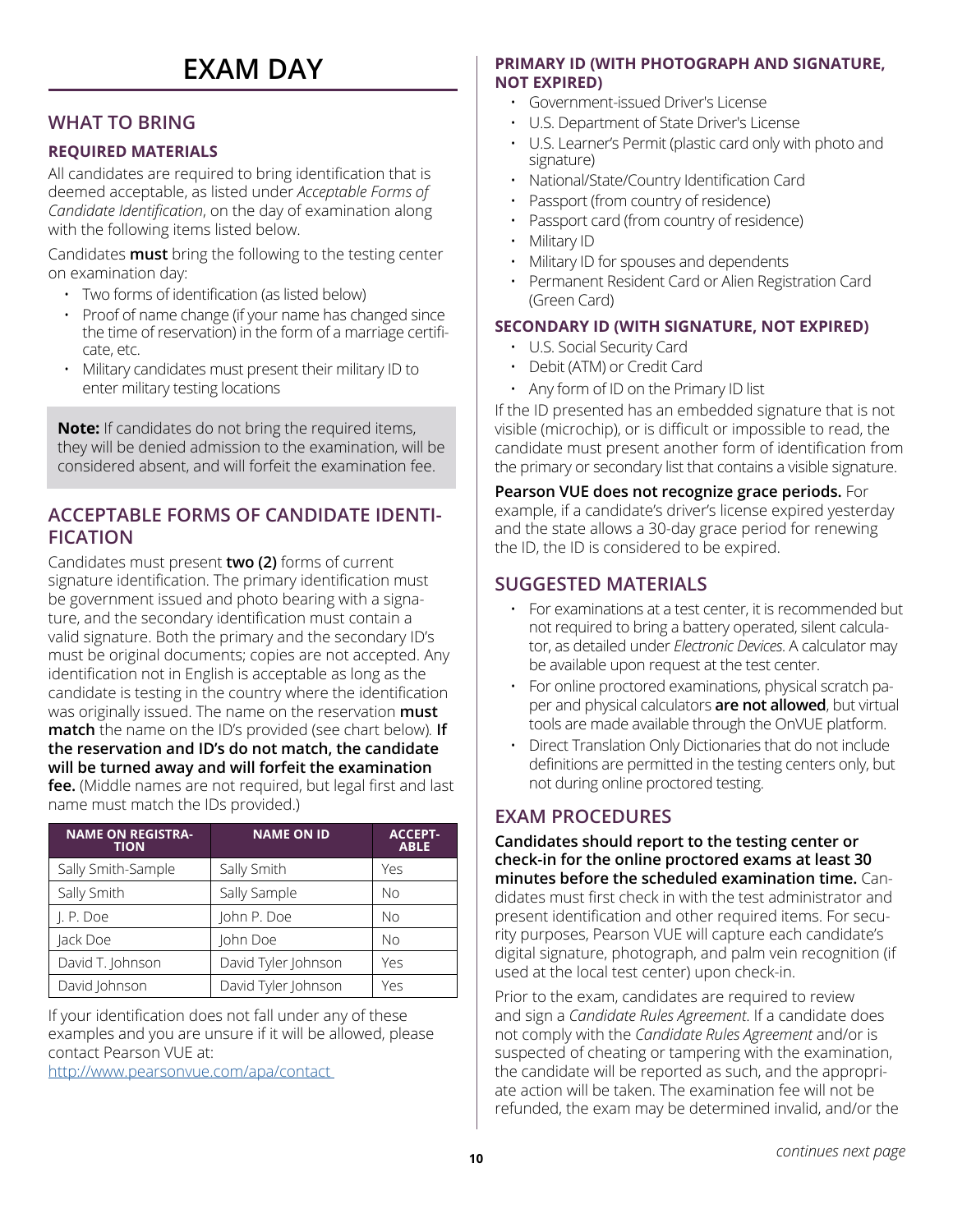# EXAM DAY

## WHAT TO BRING

### REQUIRED MATERIALS

All candidates are required to bring identification that is deemed acceptable, as listed under *Acceptable Forms of Candidate Identification*, on the day of examination along with the following items listed below.

Candidates **must** bring the following to the testing center on examination day:

- Two forms of identification (as listed below)
- Proof of name change (if your name has changed since the time of reservation) in the form of a marriage certificate, etc.
- Military candidates must present their military ID to enter military testing locations

**Note:** If candidates do not bring the required items, they will be denied admission to the examination, will be considered absent, and will forfeit the examination fee.

## ACCEPTABLE FORMS OF CANDIDATE IDENTIFICATION

Candidates must present **two (2)** forms of current signature identification. The primary identification must be government issued and photo bearing with a signature, and the secondary identification must contain a valid signature. Both the primary and the secondary ID's must be original documents; copies are not accepted. Any identification not in English is acceptable as long as the candidate is testing in the country where the identification was originally issued. The name on the reservation **must match** the name on the ID's provided (see chart below). **If the reservation and ID's do not match, the candidate will be turned away and will forfeit the examination fee.** (Middle names are not required, but legal first and last name must match the IDs provided.)

| NAME ON REGISTRATION | NAME ON ID | ACCEPTABLE |
|---|---|---|
| Sally Smith-Sample | Sally Smith | Yes |
| Sally Smith | Sally Sample | No |
| J. P. Doe | John P. Doe | No |
| Jack Doe | John Doe | No |
| David T. Johnson | David Tyler Johnson | Yes |
| David Johnson | David Tyler Johnson | Yes |

If your identification does not fall under any of these examples and you are unsure if it will be allowed, please contact Pearson VUE at:
http://www.pearsonvue.com/apa/contact

### PRIMARY ID (WITH PHOTOGRAPH AND SIGNATURE, NOT EXPIRED)

- Government-issued Driver's License
- U.S. Department of State Driver's License
- U.S. Learner's Permit (plastic card only with photo and signature)
- National/State/Country Identification Card
- Passport (from country of residence)
- Passport card (from country of residence)
- Military ID
- Military ID for spouses and dependents
- Permanent Resident Card or Alien Registration Card (Green Card)

### SECONDARY ID (WITH SIGNATURE, NOT EXPIRED)

- U.S. Social Security Card
- Debit (ATM) or Credit Card
- Any form of ID on the Primary ID list

If the ID presented has an embedded signature that is not visible (microchip), or is difficult or impossible to read, the candidate must present another form of identification from the primary or secondary list that contains a visible signature.

**Pearson VUE does not recognize grace periods.** For example, if a candidate's driver's license expired yesterday and the state allows a 30-day grace period for renewing the ID, the ID is considered to be expired.

## SUGGESTED MATERIALS

- For examinations at a test center, it is recommended but not required to bring a battery operated, silent calculator, as detailed under *Electronic Devices*. A calculator may be available upon request at the test center.
- For online proctored examinations, physical scratch paper and physical calculators **are not allowed**, but virtual tools are made available through the OnVUE platform.
- Direct Translation Only Dictionaries that do not include definitions are permitted in the testing centers only, but not during online proctored testing.

## EXAM PROCEDURES

**Candidates should report to the testing center or check-in for the online proctored exams at least 30 minutes before the scheduled examination time.** Candidates must first check in with the test administrator and present identification and other required items. For security purposes, Pearson VUE will capture each candidate's digital signature, photograph, and palm vein recognition (if used at the local test center) upon check-in.

Prior to the exam, candidates are required to review and sign a *Candidate Rules Agreement*. If a candidate does not comply with the *Candidate Rules Agreement* and/or is suspected of cheating or tampering with the examination, the candidate will be reported as such, and the appropriate action will be taken. The examination fee will not be refunded, the exam may be determined invalid, and/or the

*continues next page*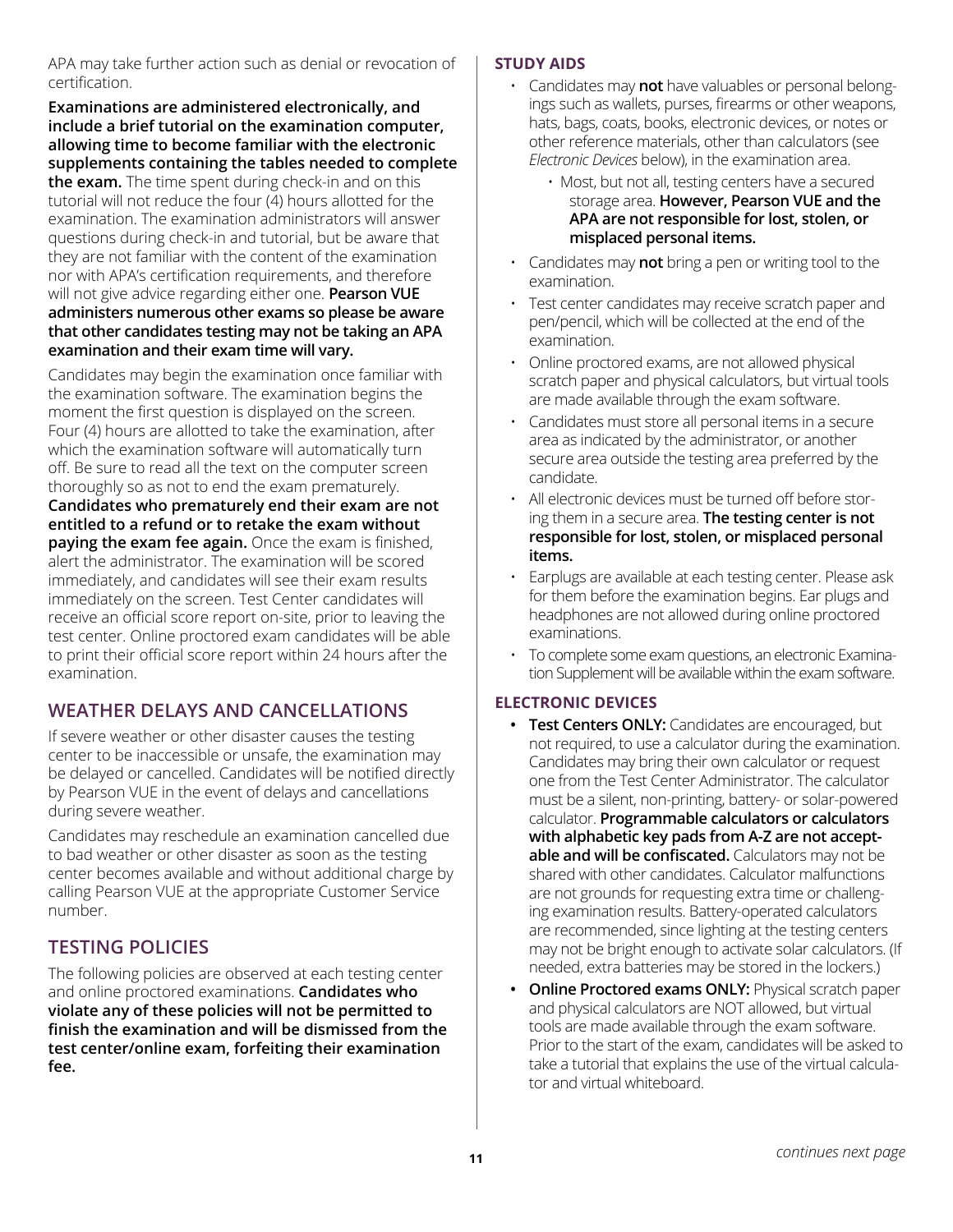APA may take further action such as denial or revocation of certification.

**Examinations are administered electronically, and include a brief tutorial on the examination computer, allowing time to become familiar with the electronic supplements containing the tables needed to complete the exam.** The time spent during check-in and on this tutorial will not reduce the four (4) hours allotted for the examination. The examination administrators will answer questions during check-in and tutorial, but be aware that they are not familiar with the content of the examination nor with APA's certification requirements, and therefore will not give advice regarding either one. **Pearson VUE administers numerous other exams so please be aware that other candidates testing may not be taking an APA examination and their exam time will vary.**

Candidates may begin the examination once familiar with the examination software. The examination begins the moment the first question is displayed on the screen. Four (4) hours are allotted to take the examination, after which the examination software will automatically turn off. Be sure to read all the text on the computer screen thoroughly so as not to end the exam prematurely. **Candidates who prematurely end their exam are not entitled to a refund or to retake the exam without paying the exam fee again.** Once the exam is finished, alert the administrator. The examination will be scored immediately, and candidates will see their exam results immediately on the screen. Test Center candidates will receive an official score report on-site, prior to leaving the test center. Online proctored exam candidates will be able to print their official score report within 24 hours after the examination.

## WEATHER DELAYS AND CANCELLATIONS

If severe weather or other disaster causes the testing center to be inaccessible or unsafe, the examination may be delayed or cancelled. Candidates will be notified directly by Pearson VUE in the event of delays and cancellations during severe weather.

Candidates may reschedule an examination cancelled due to bad weather or other disaster as soon as the testing center becomes available and without additional charge by calling Pearson VUE at the appropriate Customer Service number.

## TESTING POLICIES

The following policies are observed at each testing center and online proctored examinations. **Candidates who violate any of these policies will not be permitted to finish the examination and will be dismissed from the test center/online exam, forfeiting their examination fee.**

### STUDY AIDS

- Candidates may **not** have valuables or personal belongings such as wallets, purses, firearms or other weapons, hats, bags, coats, books, electronic devices, or notes or other reference materials, other than calculators (see *Electronic Devices* below), in the examination area.
  - Most, but not all, testing centers have a secured storage area. **However, Pearson VUE and the APA are not responsible for lost, stolen, or misplaced personal items.**
- Candidates may **not** bring a pen or writing tool to the examination.
- Test center candidates may receive scratch paper and pen/pencil, which will be collected at the end of the examination.
- Online proctored exams, are not allowed physical scratch paper and physical calculators, but virtual tools are made available through the exam software.
- Candidates must store all personal items in a secure area as indicated by the administrator, or another secure area outside the testing area preferred by the candidate.
- All electronic devices must be turned off before storing them in a secure area. **The testing center is not responsible for lost, stolen, or misplaced personal items.**
- Earplugs are available at each testing center. Please ask for them before the examination begins. Ear plugs and headphones are not allowed during online proctored examinations.
- To complete some exam questions, an electronic Examination Supplement will be available within the exam software.

### ELECTRONIC DEVICES

- **Test Centers ONLY:** Candidates are encouraged, but not required, to use a calculator during the examination. Candidates may bring their own calculator or request one from the Test Center Administrator. The calculator must be a silent, non-printing, battery- or solar-powered calculator. **Programmable calculators or calculators with alphabetic key pads from A-Z are not acceptable and will be confiscated.** Calculators may not be shared with other candidates. Calculator malfunctions are not grounds for requesting extra time or challenging examination results. Battery-operated calculators are recommended, since lighting at the testing centers may not be bright enough to activate solar calculators. (If needed, extra batteries may be stored in the lockers.)
- **Online Proctored exams ONLY:** Physical scratch paper and physical calculators are NOT allowed, but virtual tools are made available through the exam software. Prior to the start of the exam, candidates will be asked to take a tutorial that explains the use of the virtual calculator and virtual whiteboard.

*continues next page*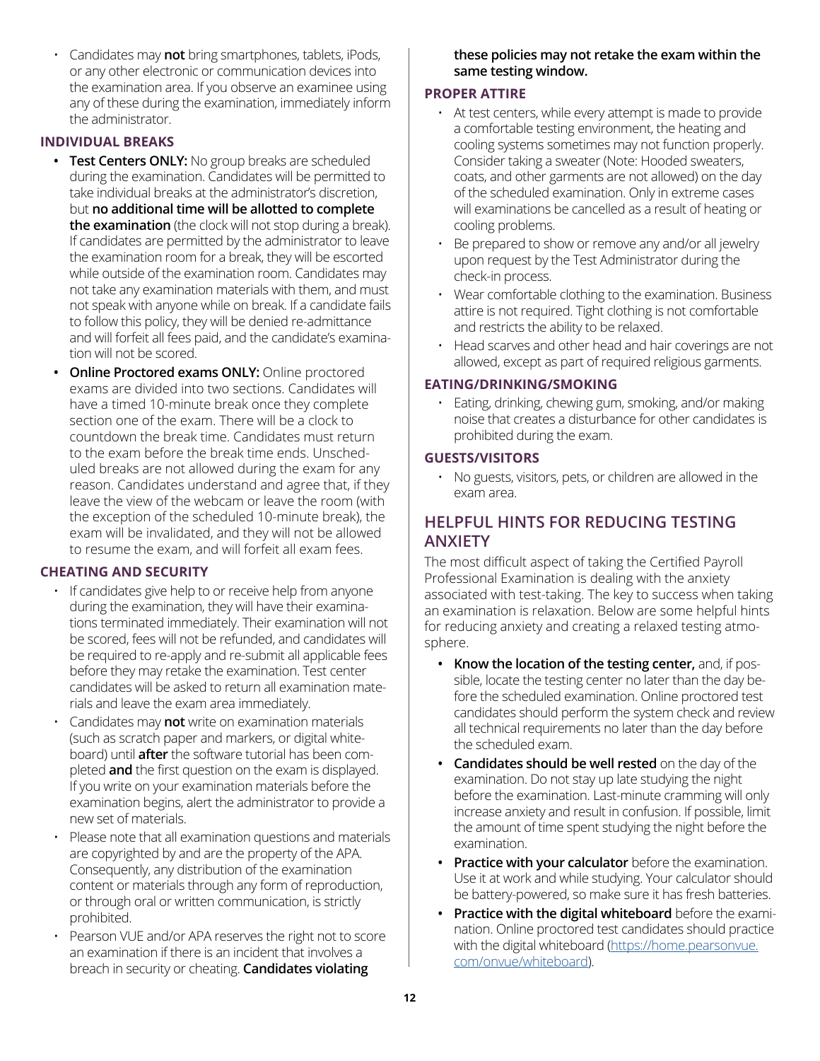- Candidates may **not** bring smartphones, tablets, iPods, or any other electronic or communication devices into the examination area. If you observe an examinee using any of these during the examination, immediately inform the administrator.

### INDIVIDUAL BREAKS

- **Test Centers ONLY:** No group breaks are scheduled during the examination. Candidates will be permitted to take individual breaks at the administrator's discretion, but **no additional time will be allotted to complete the examination** (the clock will not stop during a break). If candidates are permitted by the administrator to leave the examination room for a break, they will be escorted while outside of the examination room. Candidates may not take any examination materials with them, and must not speak with anyone while on break. If a candidate fails to follow this policy, they will be denied re-admittance and will forfeit all fees paid, and the candidate's examination will not be scored.
- **Online Proctored exams ONLY:** Online proctored exams are divided into two sections. Candidates will have a timed 10-minute break once they complete section one of the exam. There will be a clock to countdown the break time. Candidates must return to the exam before the break time ends. Unscheduled breaks are not allowed during the exam for any reason. Candidates understand and agree that, if they leave the view of the webcam or leave the room (with the exception of the scheduled 10-minute break), the exam will be invalidated, and they will not be allowed to resume the exam, and will forfeit all exam fees.

### CHEATING AND SECURITY

- If candidates give help to or receive help from anyone during the examination, they will have their examinations terminated immediately. Their examination will not be scored, fees will not be refunded, and candidates will be required to re-apply and re-submit all applicable fees before they may retake the examination. Test center candidates will be asked to return all examination materials and leave the exam area immediately.
- Candidates may **not** write on examination materials (such as scratch paper and markers, or digital whiteboard) until **after** the software tutorial has been completed **and** the first question on the exam is displayed. If you write on your examination materials before the examination begins, alert the administrator to provide a new set of materials.
- Please note that all examination questions and materials are copyrighted by and are the property of the APA. Consequently, any distribution of the examination content or materials through any form of reproduction, or through oral or written communication, is strictly prohibited.
- Pearson VUE and/or APA reserves the right not to score an examination if there is an incident that involves a breach in security or cheating. **Candidates violating these policies may not retake the exam within the same testing window.**

### PROPER ATTIRE

- At test centers, while every attempt is made to provide a comfortable testing environment, the heating and cooling systems sometimes may not function properly. Consider taking a sweater (Note: Hooded sweaters, coats, and other garments are not allowed) on the day of the scheduled examination. Only in extreme cases will examinations be cancelled as a result of heating or cooling problems.
- Be prepared to show or remove any and/or all jewelry upon request by the Test Administrator during the check-in process.
- Wear comfortable clothing to the examination. Business attire is not required. Tight clothing is not comfortable and restricts the ability to be relaxed.
- Head scarves and other head and hair coverings are not allowed, except as part of required religious garments.

### EATING/DRINKING/SMOKING

- Eating, drinking, chewing gum, smoking, and/or making noise that creates a disturbance for other candidates is prohibited during the exam.

### GUESTS/VISITORS

- No guests, visitors, pets, or children are allowed in the exam area.

## HELPFUL HINTS FOR REDUCING TESTING ANXIETY

The most difficult aspect of taking the Certified Payroll Professional Examination is dealing with the anxiety associated with test-taking. The key to success when taking an examination is relaxation. Below are some helpful hints for reducing anxiety and creating a relaxed testing atmosphere.

- **Know the location of the testing center,** and, if possible, locate the testing center no later than the day before the scheduled examination. Online proctored test candidates should perform the system check and review all technical requirements no later than the day before the scheduled exam.
- **Candidates should be well rested** on the day of the examination. Do not stay up late studying the night before the examination. Last-minute cramming will only increase anxiety and result in confusion. If possible, limit the amount of time spent studying the night before the examination.
- **Practice with your calculator** before the examination. Use it at work and while studying. Your calculator should be battery-powered, so make sure it has fresh batteries.
- **Practice with the digital whiteboard** before the examination. Online proctored test candidates should practice with the digital whiteboard (https://home.pearsonvue.com/onvue/whiteboard).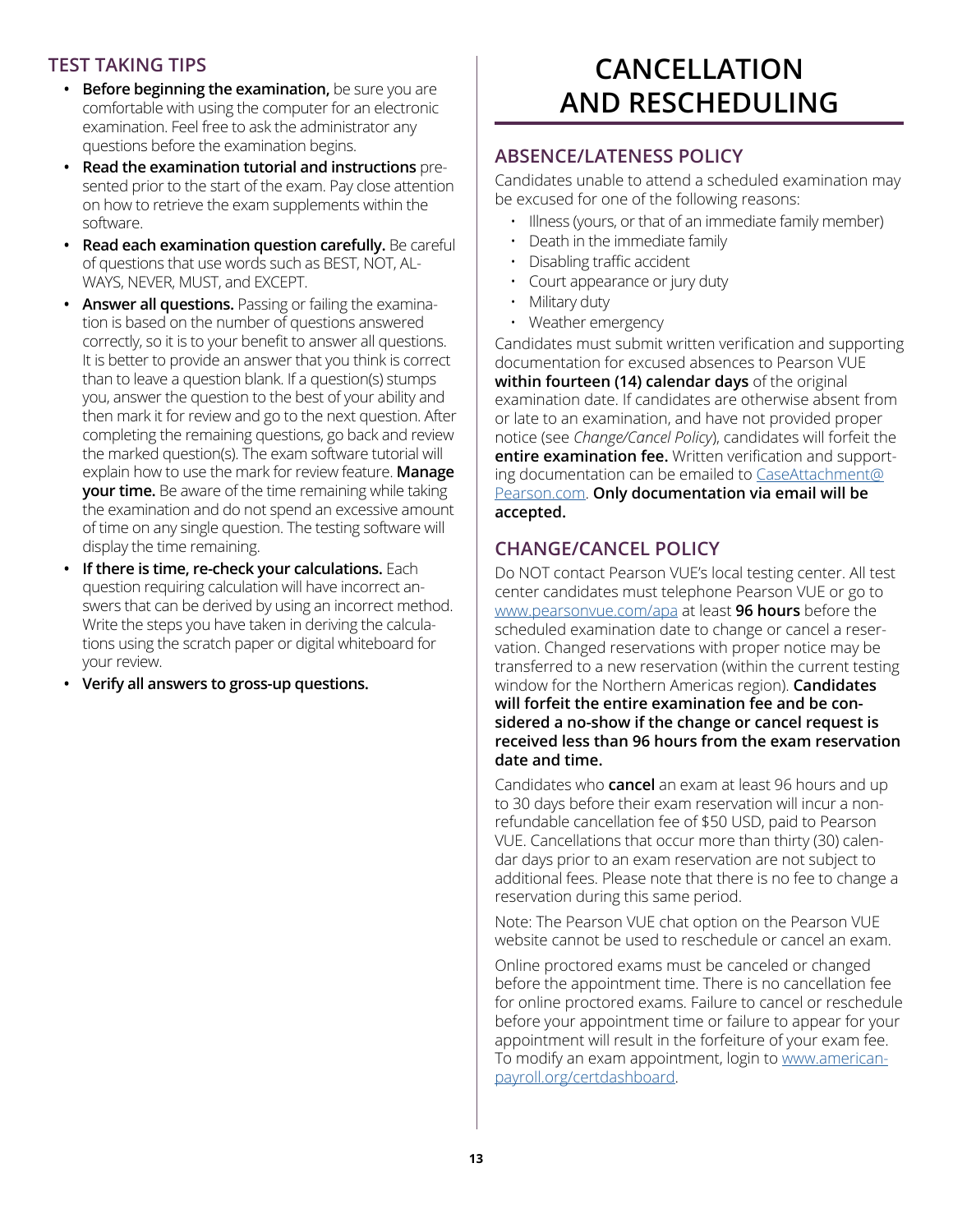## TEST TAKING TIPS

- **Before beginning the examination,** be sure you are comfortable with using the computer for an electronic examination. Feel free to ask the administrator any questions before the examination begins.
- **Read the examination tutorial and instructions** presented prior to the start of the exam. Pay close attention on how to retrieve the exam supplements within the software.
- **Read each examination question carefully.** Be careful of questions that use words such as BEST, NOT, ALWAYS, NEVER, MUST, and EXCEPT.
- **Answer all questions.** Passing or failing the examination is based on the number of questions answered correctly, so it is to your benefit to answer all questions. It is better to provide an answer that you think is correct than to leave a question blank. If a question(s) stumps you, answer the question to the best of your ability and then mark it for review and go to the next question. After completing the remaining questions, go back and review the marked question(s). The exam software tutorial will explain how to use the mark for review feature. **Manage your time.** Be aware of the time remaining while taking the examination and do not spend an excessive amount of time on any single question. The testing software will display the time remaining.
- **If there is time, re-check your calculations.** Each question requiring calculation will have incorrect answers that can be derived by using an incorrect method. Write the steps you have taken in deriving the calculations using the scratch paper or digital whiteboard for your review.
- **Verify all answers to gross-up questions.**

# CANCELLATION AND RESCHEDULING

## ABSENCE/LATENESS POLICY

Candidates unable to attend a scheduled examination may be excused for one of the following reasons:

- Illness (yours, or that of an immediate family member)
- Death in the immediate family
- Disabling traffic accident
- Court appearance or jury duty
- Military duty
- Weather emergency

Candidates must submit written verification and supporting documentation for excused absences to Pearson VUE **within fourteen (14) calendar days** of the original examination date. If candidates are otherwise absent from or late to an examination, and have not provided proper notice (see *Change/Cancel Policy*), candidates will forfeit the **entire examination fee.** Written verification and supporting documentation can be emailed to CaseAttachment@Pearson.com. **Only documentation via email will be accepted.**

## CHANGE/CANCEL POLICY

Do NOT contact Pearson VUE's local testing center. All test center candidates must telephone Pearson VUE or go to www.pearsonvue.com/apa at least **96 hours** before the scheduled examination date to change or cancel a reservation. Changed reservations with proper notice may be transferred to a new reservation (within the current testing window for the Northern Americas region). **Candidates will forfeit the entire examination fee and be considered a no-show if the change or cancel request is received less than 96 hours from the exam reservation date and time.**

Candidates who **cancel** an exam at least 96 hours and up to 30 days before their exam reservation will incur a nonrefundable cancellation fee of $50 USD, paid to Pearson VUE. Cancellations that occur more than thirty (30) calendar days prior to an exam reservation are not subject to additional fees. Please note that there is no fee to change a reservation during this same period.

Note: The Pearson VUE chat option on the Pearson VUE website cannot be used to reschedule or cancel an exam.

Online proctored exams must be canceled or changed before the appointment time. There is no cancellation fee for online proctored exams. Failure to cancel or reschedule before your appointment time or failure to appear for your appointment will result in the forfeiture of your exam fee. To modify an exam appointment, login to www.americanpayroll.org/certdashboard.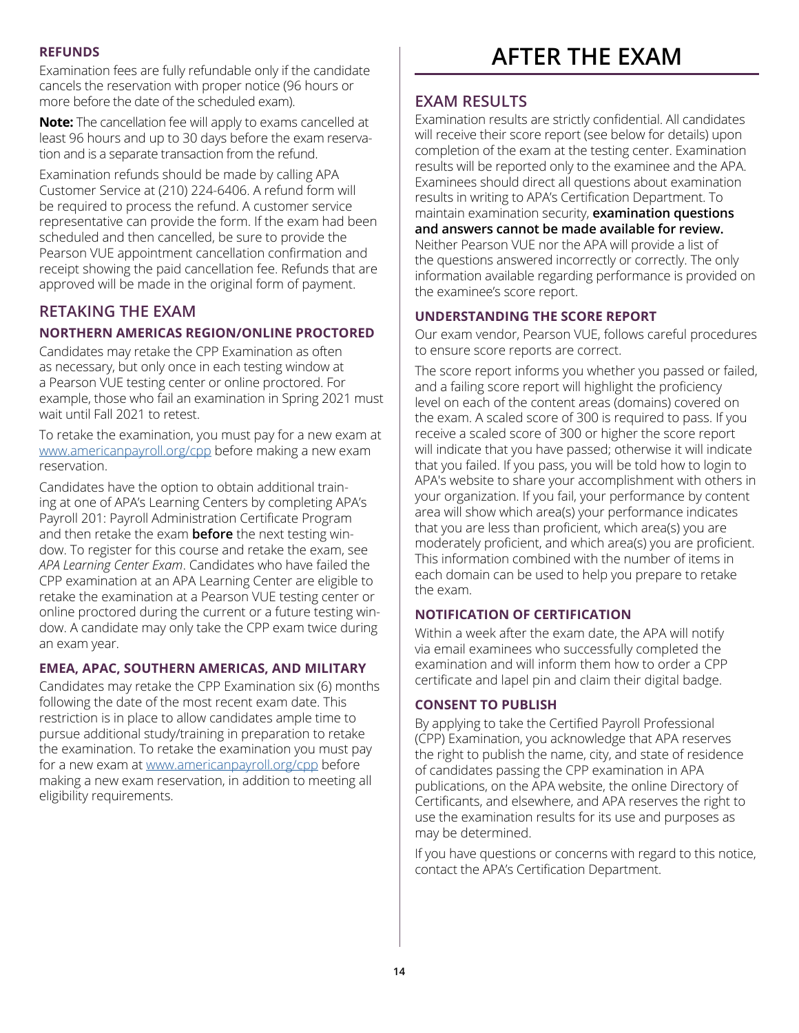### REFUNDS

Examination fees are fully refundable only if the candidate cancels the reservation with proper notice (96 hours or more before the date of the scheduled exam).

**Note:** The cancellation fee will apply to exams cancelled at least 96 hours and up to 30 days before the exam reservation and is a separate transaction from the refund.

Examination refunds should be made by calling APA Customer Service at (210) 224-6406. A refund form will be required to process the refund. A customer service representative can provide the form. If the exam had been scheduled and then cancelled, be sure to provide the Pearson VUE appointment cancellation confirmation and receipt showing the paid cancellation fee. Refunds that are approved will be made in the original form of payment.

## RETAKING THE EXAM

### NORTHERN AMERICAS REGION/ONLINE PROCTORED

Candidates may retake the CPP Examination as often as necessary, but only once in each testing window at a Pearson VUE testing center or online proctored. For example, those who fail an examination in Spring 2021 must wait until Fall 2021 to retest.

To retake the examination, you must pay for a new exam at www.americanpayroll.org/cpp before making a new exam reservation.

Candidates have the option to obtain additional training at one of APA's Learning Centers by completing APA's Payroll 201: Payroll Administration Certificate Program and then retake the exam **before** the next testing window. To register for this course and retake the exam, see *APA Learning Center Exam*. Candidates who have failed the CPP examination at an APA Learning Center are eligible to retake the examination at a Pearson VUE testing center or online proctored during the current or a future testing window. A candidate may only take the CPP exam twice during an exam year.

### EMEA, APAC, SOUTHERN AMERICAS, AND MILITARY

Candidates may retake the CPP Examination six (6) months following the date of the most recent exam date. This restriction is in place to allow candidates ample time to pursue additional study/training in preparation to retake the examination. To retake the examination you must pay for a new exam at www.americanpayroll.org/cpp before making a new exam reservation, in addition to meeting all eligibility requirements.

# AFTER THE EXAM

## EXAM RESULTS

Examination results are strictly confidential. All candidates will receive their score report (see below for details) upon completion of the exam at the testing center. Examination results will be reported only to the examinee and the APA. Examinees should direct all questions about examination results in writing to APA's Certification Department. To maintain examination security, **examination questions and answers cannot be made available for review.** Neither Pearson VUE nor the APA will provide a list of the questions answered incorrectly or correctly. The only information available regarding performance is provided on the examinee's score report.

### UNDERSTANDING THE SCORE REPORT

Our exam vendor, Pearson VUE, follows careful procedures to ensure score reports are correct.

The score report informs you whether you passed or failed, and a failing score report will highlight the proficiency level on each of the content areas (domains) covered on the exam. A scaled score of 300 is required to pass. If you receive a scaled score of 300 or higher the score report will indicate that you have passed; otherwise it will indicate that you failed. If you pass, you will be told how to login to APA's website to share your accomplishment with others in your organization. If you fail, your performance by content area will show which area(s) your performance indicates that you are less than proficient, which area(s) you are moderately proficient, and which area(s) you are proficient. This information combined with the number of items in each domain can be used to help you prepare to retake the exam.

### NOTIFICATION OF CERTIFICATION

Within a week after the exam date, the APA will notify via email examinees who successfully completed the examination and will inform them how to order a CPP certificate and lapel pin and claim their digital badge.

### CONSENT TO PUBLISH

By applying to take the Certified Payroll Professional (CPP) Examination, you acknowledge that APA reserves the right to publish the name, city, and state of residence of candidates passing the CPP examination in APA publications, on the APA website, the online Directory of Certificants, and elsewhere, and APA reserves the right to use the examination results for its use and purposes as may be determined.

If you have questions or concerns with regard to this notice, contact the APA's Certification Department.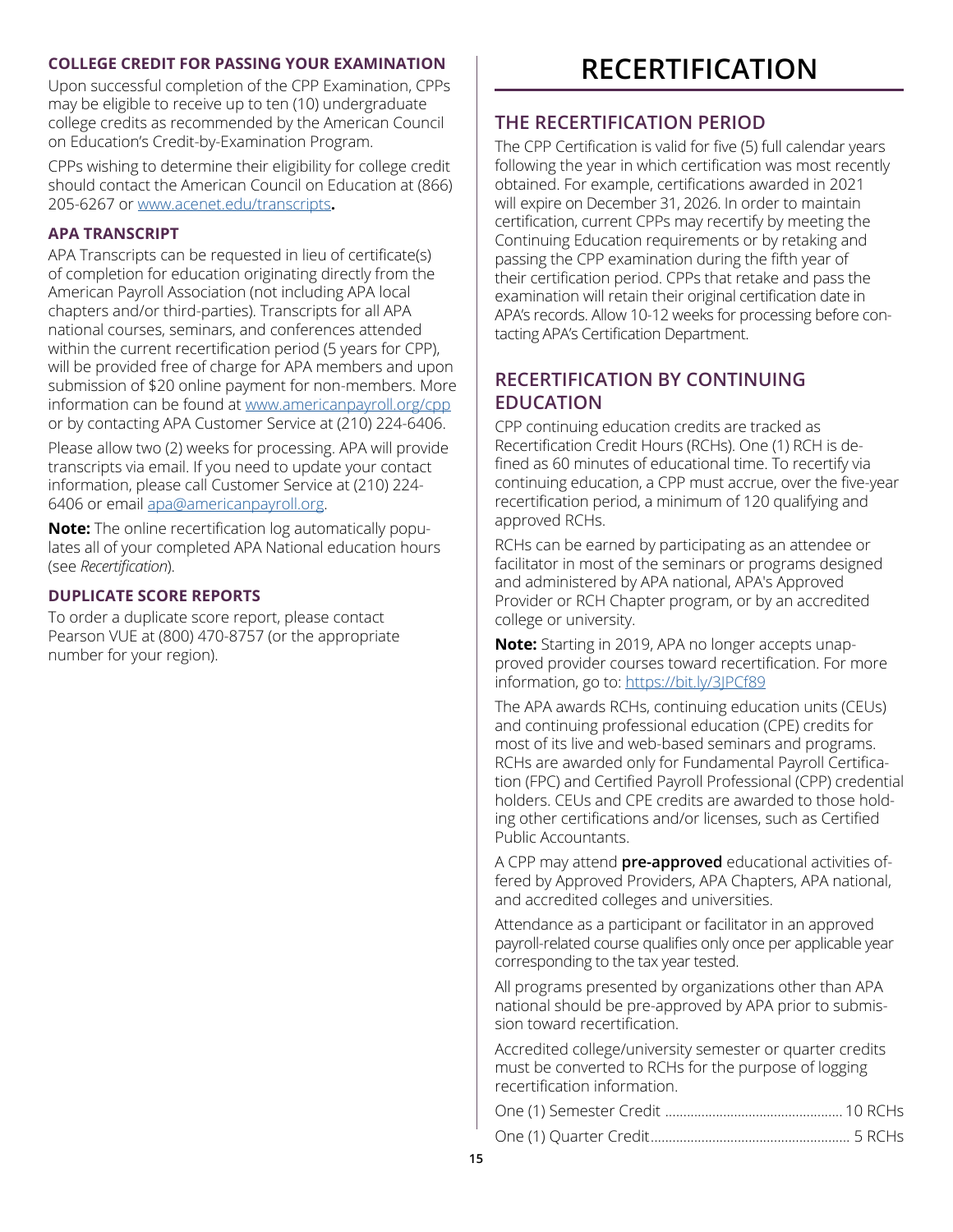### COLLEGE CREDIT FOR PASSING YOUR EXAMINATION

Upon successful completion of the CPP Examination, CPPs may be eligible to receive up to ten (10) undergraduate college credits as recommended by the American Council on Education's Credit-by-Examination Program.

CPPs wishing to determine their eligibility for college credit should contact the American Council on Education at (866) 205-6267 or www.acenet.edu/transcripts**.**

### APA TRANSCRIPT

APA Transcripts can be requested in lieu of certificate(s) of completion for education originating directly from the American Payroll Association (not including APA local chapters and/or third-parties). Transcripts for all APA national courses, seminars, and conferences attended within the current recertification period (5 years for CPP), will be provided free of charge for APA members and upon submission of $20 online payment for non-members. More information can be found at www.americanpayroll.org/cpp or by contacting APA Customer Service at (210) 224-6406.

Please allow two (2) weeks for processing. APA will provide transcripts via email. If you need to update your contact information, please call Customer Service at (210) 224-6406 or email apa@americanpayroll.org.

**Note:** The online recertification log automatically populates all of your completed APA National education hours (see *Recertification*).

### DUPLICATE SCORE REPORTS

To order a duplicate score report, please contact Pearson VUE at (800) 470-8757 (or the appropriate number for your region).

# RECERTIFICATION

## THE RECERTIFICATION PERIOD

The CPP Certification is valid for five (5) full calendar years following the year in which certification was most recently obtained. For example, certifications awarded in 2021 will expire on December 31, 2026. In order to maintain certification, current CPPs may recertify by meeting the Continuing Education requirements or by retaking and passing the CPP examination during the fifth year of their certification period. CPPs that retake and pass the examination will retain their original certification date in APA's records. Allow 10-12 weeks for processing before contacting APA's Certification Department.

## RECERTIFICATION BY CONTINUING EDUCATION

CPP continuing education credits are tracked as Recertification Credit Hours (RCHs). One (1) RCH is defined as 60 minutes of educational time. To recertify via continuing education, a CPP must accrue, over the five-year recertification period, a minimum of 120 qualifying and approved RCHs.

RCHs can be earned by participating as an attendee or facilitator in most of the seminars or programs designed and administered by APA national, APA's Approved Provider or RCH Chapter program, or by an accredited college or university.

**Note:** Starting in 2019, APA no longer accepts unapproved provider courses toward recertification. For more information, go to: https://bit.ly/3JPCf89

The APA awards RCHs, continuing education units (CEUs) and continuing professional education (CPE) credits for most of its live and web-based seminars and programs. RCHs are awarded only for Fundamental Payroll Certification (FPC) and Certified Payroll Professional (CPP) credential holders. CEUs and CPE credits are awarded to those holding other certifications and/or licenses, such as Certified Public Accountants.

A CPP may attend **pre-approved** educational activities offered by Approved Providers, APA Chapters, APA national, and accredited colleges and universities.

Attendance as a participant or facilitator in an approved payroll-related course qualifies only once per applicable year corresponding to the tax year tested.

All programs presented by organizations other than APA national should be pre-approved by APA prior to submission toward recertification.

Accredited college/university semester or quarter credits must be converted to RCHs for the purpose of logging recertification information.

One (1) Semester Credit .................................................. 10 RCHs

One (1) Quarter Credit....................................................... 5 RCHs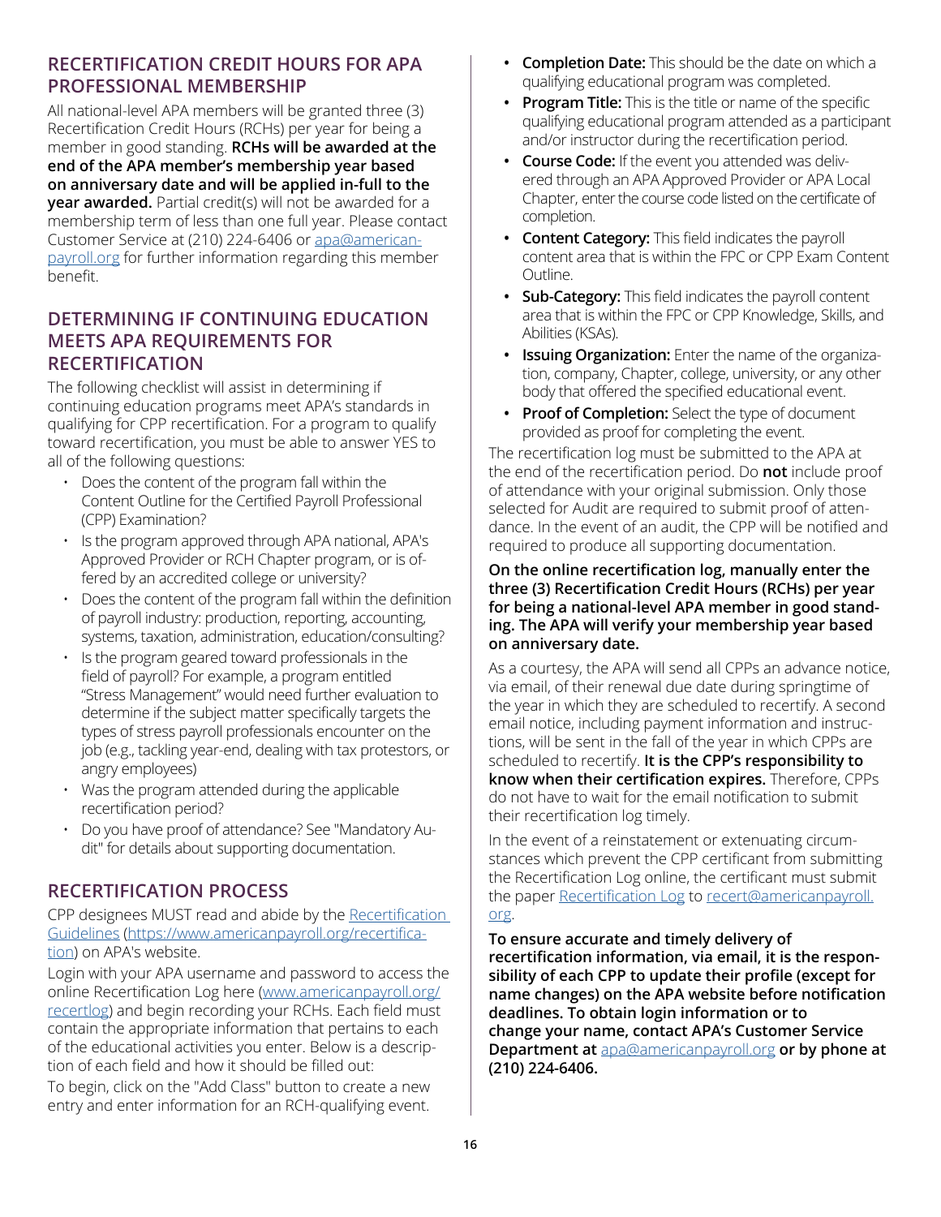## RECERTIFICATION CREDIT HOURS FOR APA PROFESSIONAL MEMBERSHIP

All national-level APA members will be granted three (3) Recertification Credit Hours (RCHs) per year for being a member in good standing. **RCHs will be awarded at the end of the APA member's membership year based on anniversary date and will be applied in-full to the year awarded.** Partial credit(s) will not be awarded for a membership term of less than one full year. Please contact Customer Service at (210) 224-6406 or [apa@americanpayroll.org](mailto:apa@americanpayroll.org) for further information regarding this member benefit.

## DETERMINING IF CONTINUING EDUCATION MEETS APA REQUIREMENTS FOR RECERTIFICATION

The following checklist will assist in determining if continuing education programs meet APA's standards in qualifying for CPP recertification. For a program to qualify toward recertification, you must be able to answer YES to all of the following questions:

- Does the content of the program fall within the Content Outline for the Certified Payroll Professional (CPP) Examination?
- Is the program approved through APA national, APA's Approved Provider or RCH Chapter program, or is offered by an accredited college or university?
- Does the content of the program fall within the definition of payroll industry: production, reporting, accounting, systems, taxation, administration, education/consulting?
- Is the program geared toward professionals in the field of payroll? For example, a program entitled "Stress Management" would need further evaluation to determine if the subject matter specifically targets the types of stress payroll professionals encounter on the job (e.g., tackling year-end, dealing with tax protestors, or angry employees)
- Was the program attended during the applicable recertification period?
- Do you have proof of attendance? See "Mandatory Audit" for details about supporting documentation.

## RECERTIFICATION PROCESS

CPP designees MUST read and abide by the [Recertification Guidelines](https://www.americanpayroll.org/recertification) (https://www.americanpayroll.org/recertification) on APA's website.

Login with your APA username and password to access the online Recertification Log here ([www.americanpayroll.org/recertlog](https://www.americanpayroll.org/recertlog)) and begin recording your RCHs. Each field must contain the appropriate information that pertains to each of the educational activities you enter. Below is a description of each field and how it should be filled out:

To begin, click on the "Add Class" button to create a new entry and enter information for an RCH-qualifying event.

- **Completion Date:** This should be the date on which a qualifying educational program was completed.
- **Program Title:** This is the title or name of the specific qualifying educational program attended as a participant and/or instructor during the recertification period.
- **Course Code:** If the event you attended was delivered through an APA Approved Provider or APA Local Chapter, enter the course code listed on the certificate of completion.
- **Content Category:** This field indicates the payroll content area that is within the FPC or CPP Exam Content Outline.
- **Sub-Category:** This field indicates the payroll content area that is within the FPC or CPP Knowledge, Skills, and Abilities (KSAs).
- **Issuing Organization:** Enter the name of the organization, company, Chapter, college, university, or any other body that offered the specified educational event.
- **Proof of Completion:** Select the type of document provided as proof for completing the event.

The recertification log must be submitted to the APA at the end of the recertification period. Do **not** include proof of attendance with your original submission. Only those selected for Audit are required to submit proof of attendance. In the event of an audit, the CPP will be notified and required to produce all supporting documentation.

**On the online recertification log, manually enter the three (3) Recertification Credit Hours (RCHs) per year for being a national-level APA member in good standing. The APA will verify your membership year based on anniversary date.**

As a courtesy, the APA will send all CPPs an advance notice, via email, of their renewal due date during springtime of the year in which they are scheduled to recertify. A second email notice, including payment information and instructions, will be sent in the fall of the year in which CPPs are scheduled to recertify. **It is the CPP's responsibility to know when their certification expires.** Therefore, CPPs do not have to wait for the email notification to submit their recertification log timely.

In the event of a reinstatement or extenuating circumstances which prevent the CPP certificant from submitting the Recertification Log online, the certificant must submit the paper Recertification Log to [recert@americanpayroll.org](mailto:recert@americanpayroll.org).

**To ensure accurate and timely delivery of recertification information, via email, it is the responsibility of each CPP to update their profile (except for name changes) on the APA website before notification deadlines. To obtain login information or to change your name, contact APA's Customer Service Department at [apa@americanpayroll.org](mailto:apa@americanpayroll.org) or by phone at (210) 224-6406.**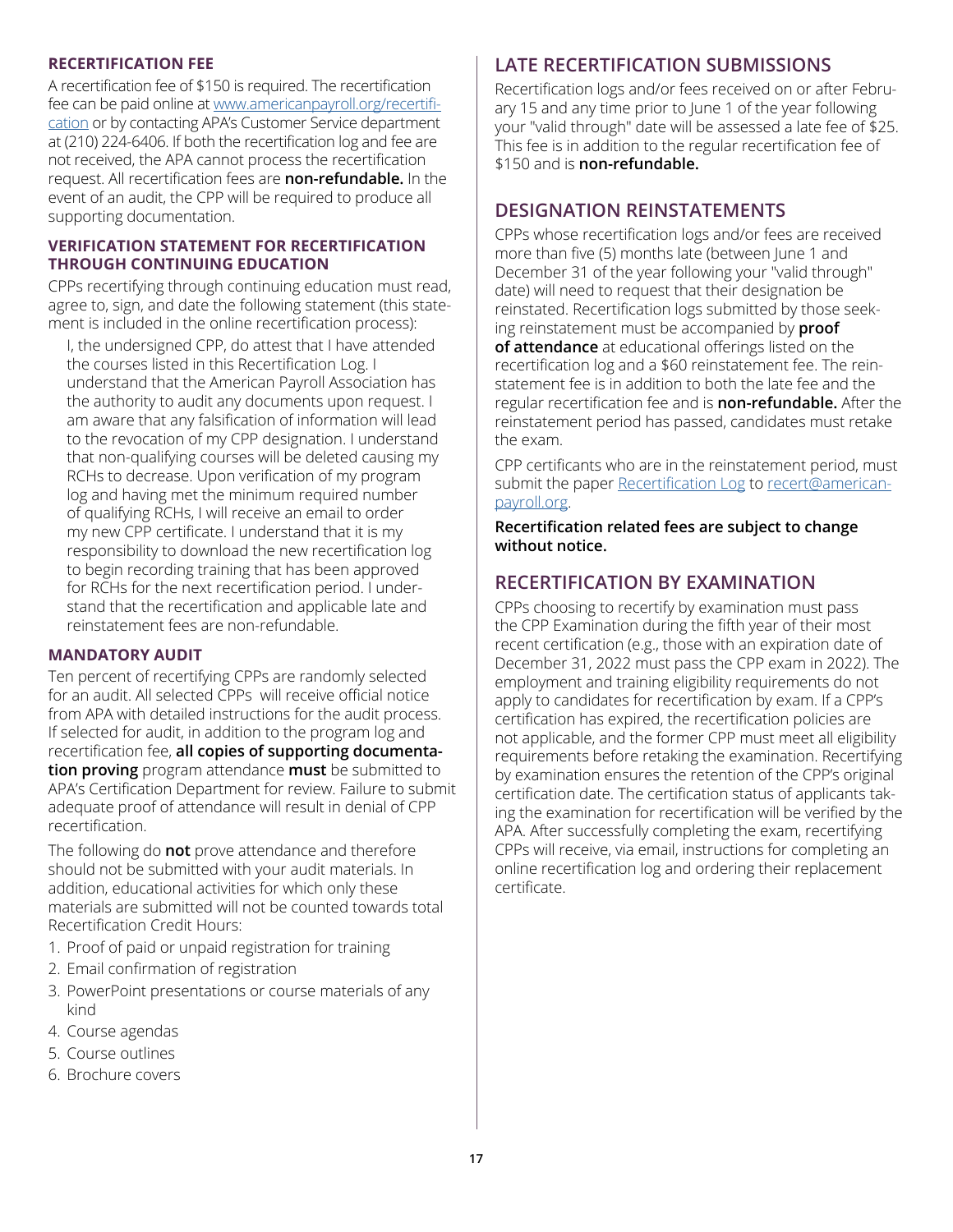### RECERTIFICATION FEE

A recertification fee of $150 is required. The recertification fee can be paid online at [www.americanpayroll.org/recertification](www.americanpayroll.org/recertification) or by contacting APA's Customer Service department at (210) 224-6406. If both the recertification log and fee are not received, the APA cannot process the recertification request. All recertification fees are **non-refundable.** In the event of an audit, the CPP will be required to produce all supporting documentation.

### VERIFICATION STATEMENT FOR RECERTIFICATION THROUGH CONTINUING EDUCATION

CPPs recertifying through continuing education must read, agree to, sign, and date the following statement (this statement is included in the online recertification process):

> I, the undersigned CPP, do attest that I have attended the courses listed in this Recertification Log. I understand that the American Payroll Association has the authority to audit any documents upon request. I am aware that any falsification of information will lead to the revocation of my CPP designation. I understand that non-qualifying courses will be deleted causing my RCHs to decrease. Upon verification of my program log and having met the minimum required number of qualifying RCHs, I will receive an email to order my new CPP certificate. I understand that it is my responsibility to download the new recertification log to begin recording training that has been approved for RCHs for the next recertification period. I understand that the recertification and applicable late and reinstatement fees are non-refundable.

### MANDATORY AUDIT

Ten percent of recertifying CPPs are randomly selected for an audit. All selected CPPs will receive official notice from APA with detailed instructions for the audit process. If selected for audit, in addition to the program log and recertification fee, **all copies of supporting documentation proving** program attendance **must** be submitted to APA's Certification Department for review. Failure to submit adequate proof of attendance will result in denial of CPP recertification.

The following do **not** prove attendance and therefore should not be submitted with your audit materials. In addition, educational activities for which only these materials are submitted will not be counted towards total Recertification Credit Hours:

1. Proof of paid or unpaid registration for training
2. Email confirmation of registration
3. PowerPoint presentations or course materials of any kind
4. Course agendas
5. Course outlines
6. Brochure covers

## LATE RECERTIFICATION SUBMISSIONS

Recertification logs and/or fees received on or after February 15 and any time prior to June 1 of the year following your "valid through" date will be assessed a late fee of $25. This fee is in addition to the regular recertification fee of $150 and is **non-refundable.**

## DESIGNATION REINSTATEMENTS

CPPs whose recertification logs and/or fees are received more than five (5) months late (between June 1 and December 31 of the year following your "valid through" date) will need to request that their designation be reinstated. Recertification logs submitted by those seeking reinstatement must be accompanied by **proof of attendance** at educational offerings listed on the recertification log and a $60 reinstatement fee. The reinstatement fee is in addition to both the late fee and the regular recertification fee and is **non-refundable.** After the reinstatement period has passed, candidates must retake the exam.

CPP certificants who are in the reinstatement period, must submit the paper [Recertification Log]() to [recert@americanpayroll.org](mailto:recert@americanpayroll.org).

**Recertification related fees are subject to change without notice.**

## RECERTIFICATION BY EXAMINATION

CPPs choosing to recertify by examination must pass the CPP Examination during the fifth year of their most recent certification (e.g., those with an expiration date of December 31, 2022 must pass the CPP exam in 2022). The employment and training eligibility requirements do not apply to candidates for recertification by exam. If a CPP's certification has expired, the recertification policies are not applicable, and the former CPP must meet all eligibility requirements before retaking the examination. Recertifying by examination ensures the retention of the CPP's original certification date. The certification status of applicants taking the examination for recertification will be verified by the APA. After successfully completing the exam, recertifying CPPs will receive, via email, instructions for completing an online recertification log and ordering their replacement certificate.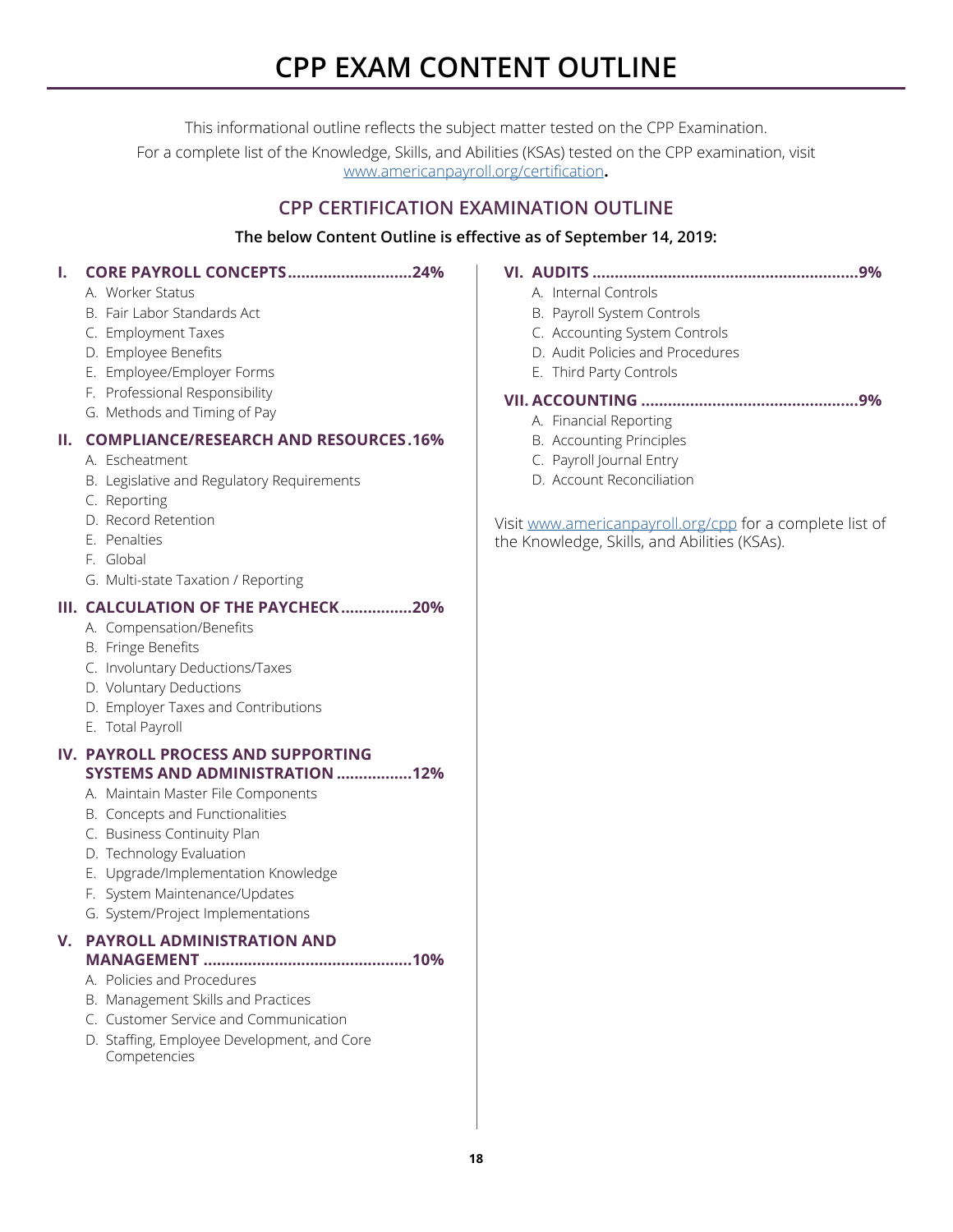# CPP EXAM CONTENT OUTLINE

This informational outline reflects the subject matter tested on the CPP Examination.

For a complete list of the Knowledge, Skills, and Abilities (KSAs) tested on the CPP examination, visit www.americanpayroll.org/certification.

## CPP CERTIFICATION EXAMINATION OUTLINE

**The below Content Outline is effective as of September 14, 2019:**

### I. CORE PAYROLL CONCEPTS............................24%

A. Worker Status
B. Fair Labor Standards Act
C. Employment Taxes
D. Employee Benefits
E. Employee/Employer Forms
F. Professional Responsibility
G. Methods and Timing of Pay

### II. COMPLIANCE/RESEARCH AND RESOURCES.16%

A. Escheatment
B. Legislative and Regulatory Requirements
C. Reporting
D. Record Retention
E. Penalties
F. Global
G. Multi-state Taxation / Reporting

### III. CALCULATION OF THE PAYCHECK................20%

A. Compensation/Benefits
B. Fringe Benefits
C. Involuntary Deductions/Taxes
D. Voluntary Deductions
D. Employer Taxes and Contributions
E. Total Payroll

### IV. PAYROLL PROCESS AND SUPPORTING SYSTEMS AND ADMINISTRATION.................12%

A. Maintain Master File Components
B. Concepts and Functionalities
C. Business Continuity Plan
D. Technology Evaluation
E. Upgrade/Implementation Knowledge
F. System Maintenance/Updates
G. System/Project Implementations

### V. PAYROLL ADMINISTRATION AND MANAGEMENT ..............................................10%

A. Policies and Procedures
B. Management Skills and Practices
C. Customer Service and Communication
D. Staffing, Employee Development, and Core Competencies

### VI. AUDITS ...........................................................9%

A. Internal Controls
B. Payroll System Controls
C. Accounting System Controls
D. Audit Policies and Procedures
E. Third Party Controls

### VII. ACCOUNTING ................................................9%

A. Financial Reporting
B. Accounting Principles
C. Payroll Journal Entry
D. Account Reconciliation

Visit www.americanpayroll.org/cpp for a complete list of the Knowledge, Skills, and Abilities (KSAs).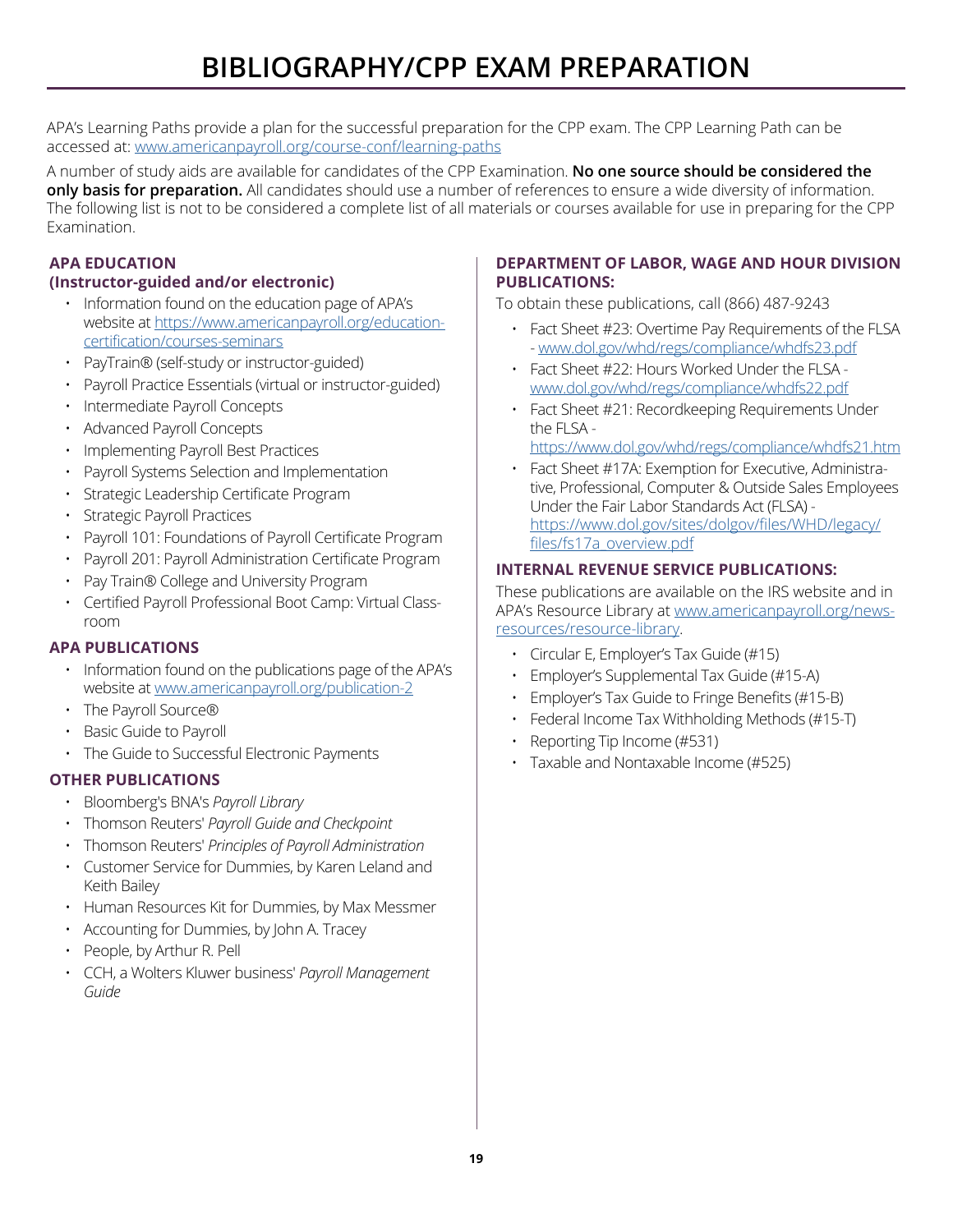# BIBLIOGRAPHY/CPP EXAM PREPARATION

APA's Learning Paths provide a plan for the successful preparation for the CPP exam. The CPP Learning Path can be accessed at: www.americanpayroll.org/course-conf/learning-paths

A number of study aids are available for candidates of the CPP Examination. **No one source should be considered the only basis for preparation.** All candidates should use a number of references to ensure a wide diversity of information. The following list is not to be considered a complete list of all materials or courses available for use in preparing for the CPP Examination.

### APA EDUCATION (Instructor-guided and/or electronic)

- Information found on the education page of APA's website at https://www.americanpayroll.org/education-certification/courses-seminars
- PayTrain® (self-study or instructor-guided)
- Payroll Practice Essentials (virtual or instructor-guided)
- Intermediate Payroll Concepts
- Advanced Payroll Concepts
- Implementing Payroll Best Practices
- Payroll Systems Selection and Implementation
- Strategic Leadership Certificate Program
- Strategic Payroll Practices
- Payroll 101: Foundations of Payroll Certificate Program
- Payroll 201: Payroll Administration Certificate Program
- Pay Train® College and University Program
- Certified Payroll Professional Boot Camp: Virtual Classroom

### APA PUBLICATIONS

- Information found on the publications page of the APA's website at www.americanpayroll.org/publication-2
- The Payroll Source®
- Basic Guide to Payroll
- The Guide to Successful Electronic Payments

### OTHER PUBLICATIONS

- Bloomberg's BNA's *Payroll Library*
- Thomson Reuters' *Payroll Guide and Checkpoint*
- Thomson Reuters' *Principles of Payroll Administration*
- Customer Service for Dummies, by Karen Leland and Keith Bailey
- Human Resources Kit for Dummies, by Max Messmer
- Accounting for Dummies, by John A. Tracey
- People, by Arthur R. Pell
- CCH, a Wolters Kluwer business' *Payroll Management Guide*

### DEPARTMENT OF LABOR, WAGE AND HOUR DIVISION PUBLICATIONS:

To obtain these publications, call (866) 487-9243

- Fact Sheet #23: Overtime Pay Requirements of the FLSA - www.dol.gov/whd/regs/compliance/whdfs23.pdf
- Fact Sheet #22: Hours Worked Under the FLSA - www.dol.gov/whd/regs/compliance/whdfs22.pdf
- Fact Sheet #21: Recordkeeping Requirements Under the FLSA - https://www.dol.gov/whd/regs/compliance/whdfs21.htm
- Fact Sheet #17A: Exemption for Executive, Administrative, Professional, Computer & Outside Sales Employees Under the Fair Labor Standards Act (FLSA) - https://www.dol.gov/sites/dolgov/files/WHD/legacy/files/fs17a_overview.pdf

### INTERNAL REVENUE SERVICE PUBLICATIONS:

These publications are available on the IRS website and in APA's Resource Library at www.americanpayroll.org/news-resources/resource-library.

- Circular E, Employer's Tax Guide (#15)
- Employer's Supplemental Tax Guide (#15-A)
- Employer's Tax Guide to Fringe Benefits (#15-B)
- Federal Income Tax Withholding Methods (#15-T)
- Reporting Tip Income (#531)
- Taxable and Nontaxable Income (#525)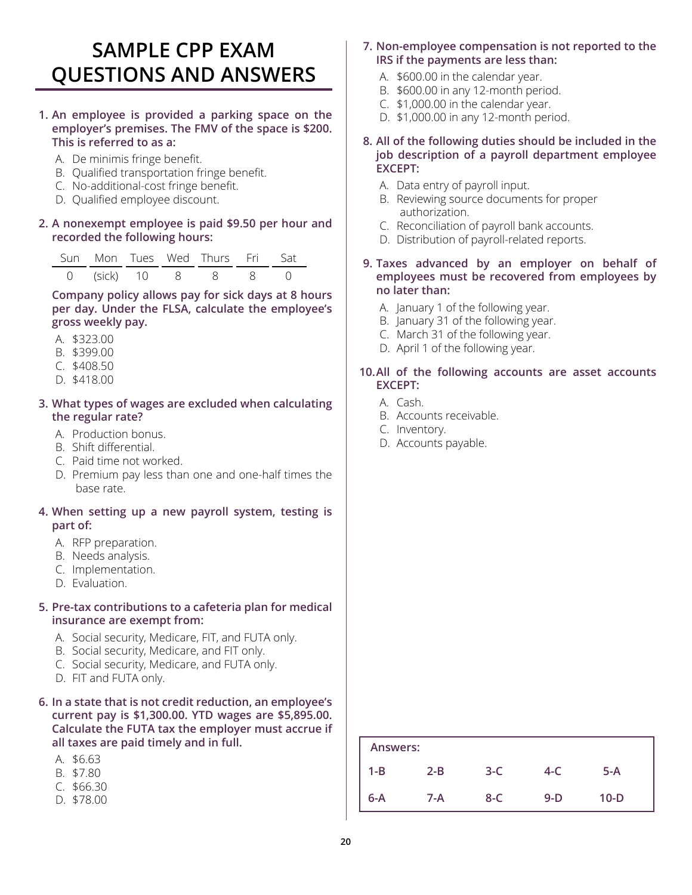# SAMPLE CPP EXAM QUESTIONS AND ANSWERS

**1. An employee is provided a parking space on the employer's premises. The FMV of the space is $200. This is referred to as a:**

A. De minimis fringe benefit.
B. Qualified transportation fringe benefit.
C. No-additional-cost fringe benefit.
D. Qualified employee discount.

**2. A nonexempt employee is paid $9.50 per hour and recorded the following hours:**

| Sun | Mon | Tues | Wed | Thurs | Fri | Sat |
|---|---|---|---|---|---|---|
| 0 | (sick) | 10 | 8 | 8 | 8 | 0 |

**Company policy allows pay for sick days at 8 hours per day. Under the FLSA, calculate the employee's gross weekly pay.**

A. $323.00
B. $399.00
C. $408.50
D. $418.00

**3. What types of wages are excluded when calculating the regular rate?**

A. Production bonus.
B. Shift differential.
C. Paid time not worked.
D. Premium pay less than one and one-half times the base rate.

**4. When setting up a new payroll system, testing is part of:**

A. RFP preparation.
B. Needs analysis.
C. Implementation.
D. Evaluation.

**5. Pre-tax contributions to a cafeteria plan for medical insurance are exempt from:**

A. Social security, Medicare, FIT, and FUTA only.
B. Social security, Medicare, and FIT only.
C. Social security, Medicare, and FUTA only.
D. FIT and FUTA only.

**6. In a state that is not credit reduction, an employee's current pay is $1,300.00. YTD wages are $5,895.00. Calculate the FUTA tax the employer must accrue if all taxes are paid timely and in full.**

A. $6.63
B. $7.80
C. $66.30
D. $78.00

**7. Non-employee compensation is not reported to the IRS if the payments are less than:**

A. $600.00 in the calendar year.
B. $600.00 in any 12-month period.
C. $1,000.00 in the calendar year.
D. $1,000.00 in any 12-month period.

**8. All of the following duties should be included in the job description of a payroll department employee EXCEPT:**

A. Data entry of payroll input.
B. Reviewing source documents for proper authorization.
C. Reconciliation of payroll bank accounts.
D. Distribution of payroll-related reports.

**9. Taxes advanced by an employer on behalf of employees must be recovered from employees by no later than:**

A. January 1 of the following year.
B. January 31 of the following year.
C. March 31 of the following year.
D. April 1 of the following year.

**10. All of the following accounts are asset accounts EXCEPT:**

A. Cash.
B. Accounts receivable.
C. Inventory.
D. Accounts payable.

| Answers: | | | | |
|---|---|---|---|---|
| 1-B | 2-B | 3-C | 4-C | 5-A |
| 6-A | 7-A | 8-C | 9-D | 10-D |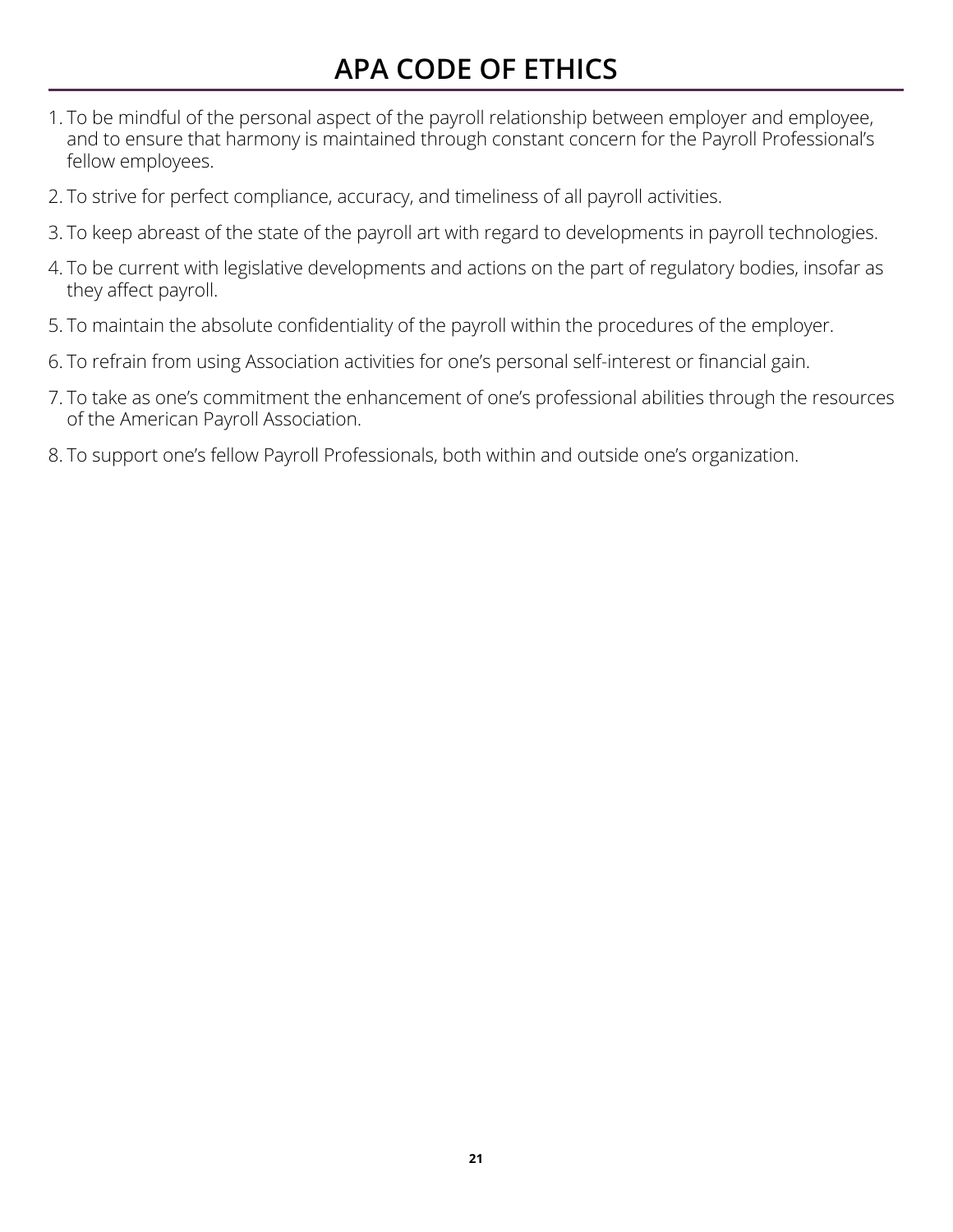# APA CODE OF ETHICS

1. To be mindful of the personal aspect of the payroll relationship between employer and employee, and to ensure that harmony is maintained through constant concern for the Payroll Professional's fellow employees.
2. To strive for perfect compliance, accuracy, and timeliness of all payroll activities.
3. To keep abreast of the state of the payroll art with regard to developments in payroll technologies.
4. To be current with legislative developments and actions on the part of regulatory bodies, insofar as they affect payroll.
5. To maintain the absolute confidentiality of the payroll within the procedures of the employer.
6. To refrain from using Association activities for one's personal self-interest or financial gain.
7. To take as one's commitment the enhancement of one's professional abilities through the resources of the American Payroll Association.
8. To support one's fellow Payroll Professionals, both within and outside one's organization.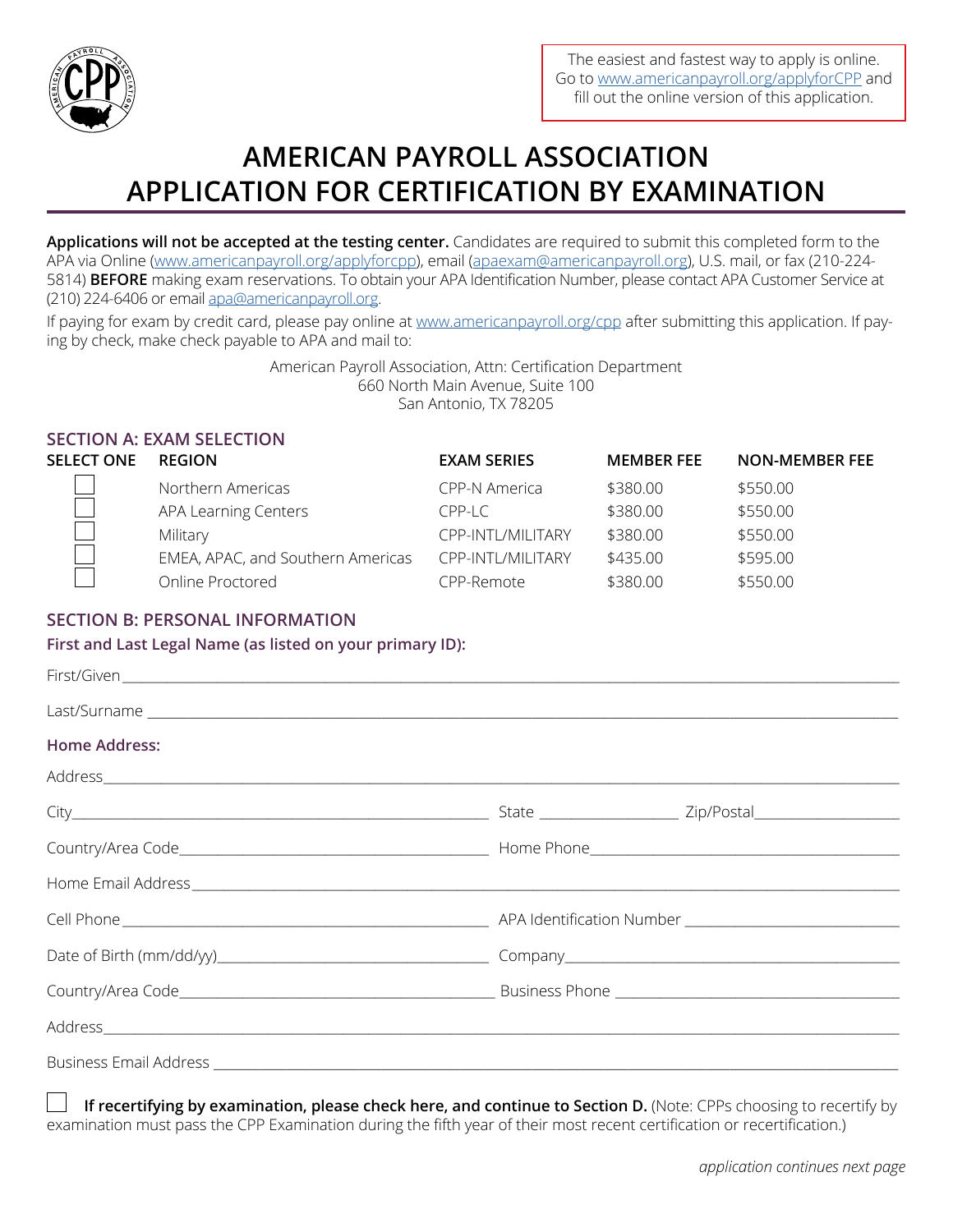The easiest and fastest way to apply is online. Go to www.americanpayroll.org/applyforCPP and fill out the online version of this application.

# AMERICAN PAYROLL ASSOCIATION
# APPLICATION FOR CERTIFICATION BY EXAMINATION

**Applications will not be accepted at the testing center.** Candidates are required to submit this completed form to the APA via Online (www.americanpayroll.org/applyforcpp), email (apaexam@americanpayroll.org), U.S. mail, or fax (210-224-5814) **BEFORE** making exam reservations. To obtain your APA Identification Number, please contact APA Customer Service at (210) 224-6406 or email apa@americanpayroll.org.

If paying for exam by credit card, please pay online at www.americanpayroll.org/cpp after submitting this application. If paying by check, make check payable to APA and mail to:

American Payroll Association, Attn: Certification Department
660 North Main Avenue, Suite 100
San Antonio, TX 78205

## SECTION A: EXAM SELECTION

| SELECT ONE | REGION | EXAM SERIES | MEMBER FEE | NON-MEMBER FEE |
|---|---|---|---|---|
| ☐ | Northern Americas | CPP-N America | $380.00 | $550.00 |
| ☐ | APA Learning Centers | CPP-LC | $380.00 | $550.00 |
| ☐ | Military | CPP-INTL/MILITARY | $380.00 | $550.00 |
| ☐ | EMEA, APAC, and Southern Americas | CPP-INTL/MILITARY | $435.00 | $595.00 |
| ☐ | Online Proctored | CPP-Remote | $380.00 | $550.00 |

## SECTION B: PERSONAL INFORMATION

**First and Last Legal Name (as listed on your primary ID):**

First/Given ______________________________

Last/Surname ______________________________

**Home Address:**

Address ______________________________

City ______________________ State ____________ Zip/Postal ____________

Country/Area Code ______________________ Home Phone ______________________

Home Email Address ______________________________

Cell Phone ______________________ APA Identification Number ______________________

Date of Birth (mm/dd/yy) ______________________ Company ______________________

Country/Area Code ______________________ Business Phone ______________________

Address ______________________________

Business Email Address ______________________________

☐ **If recertifying by examination, please check here, and continue to Section D.** (Note: CPPs choosing to recertify by examination must pass the CPP Examination during the fifth year of their most recent certification or recertification.)

*application continues next page*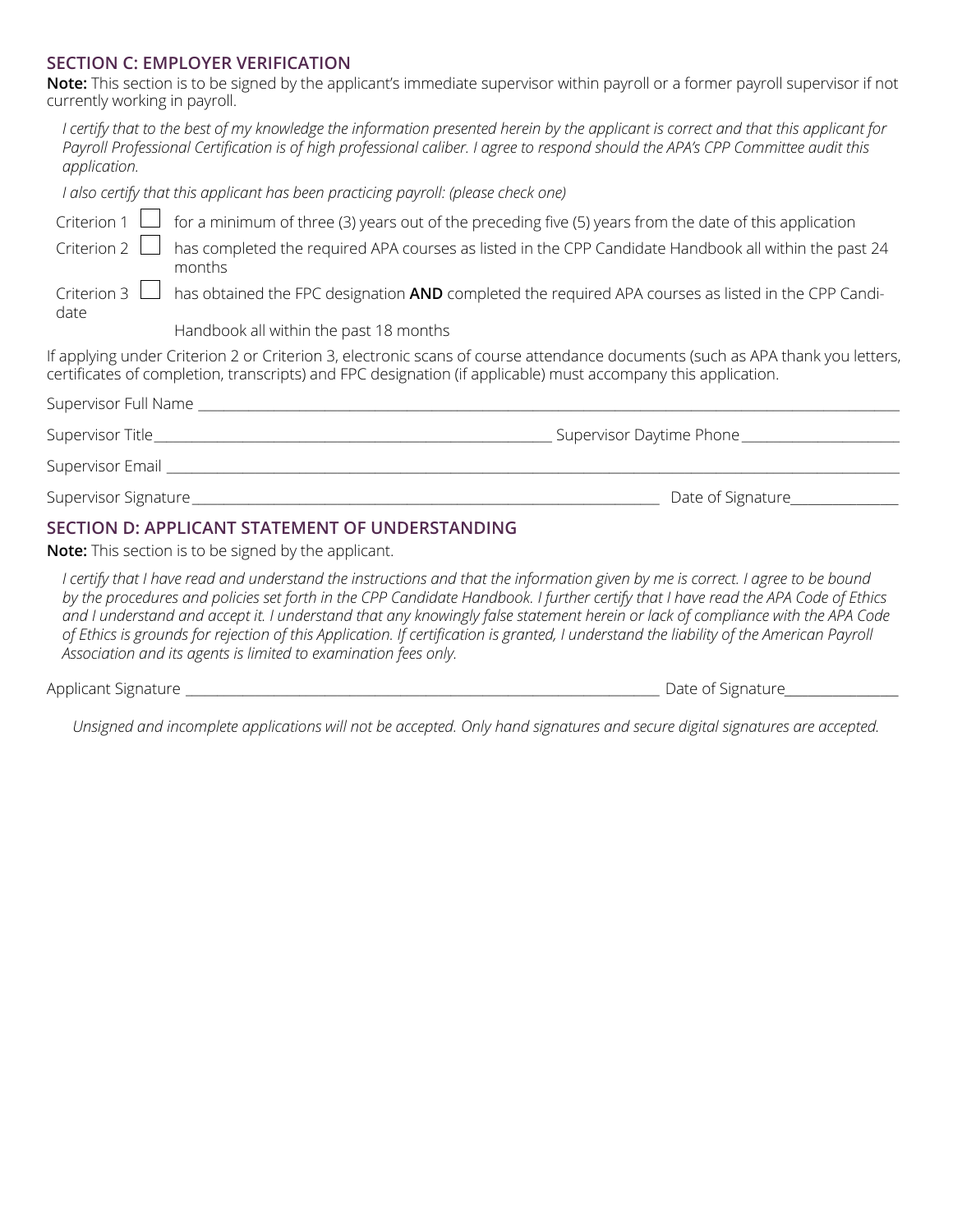## SECTION C: EMPLOYER VERIFICATION

**Note:** This section is to be signed by the applicant's immediate supervisor within payroll or a former payroll supervisor if not currently working in payroll.

*I certify that to the best of my knowledge the information presented herein by the applicant is correct and that this applicant for Payroll Professional Certification is of high professional caliber. I agree to respond should the APA's CPP Committee audit this application.*

*I also certify that this applicant has been practicing payroll: (please check one)*

- Criterion 1 ☐ for a minimum of three (3) years out of the preceding five (5) years from the date of this application
- Criterion 2 ☐ has completed the required APA courses as listed in the CPP Candidate Handbook all within the past 24 months
- Criterion 3 ☐ has obtained the FPC designation **AND** completed the required APA courses as listed in the CPP Candidate Handbook all within the past 18 months

If applying under Criterion 2 or Criterion 3, electronic scans of course attendance documents (such as APA thank you letters, certificates of completion, transcripts) and FPC designation (if applicable) must accompany this application.

Supervisor Full Name ______________________________________________

Supervisor Title ______________________________ Supervisor Daytime Phone ____________________

Supervisor Email ______________________________________________

Supervisor Signature ______________________________ Date of Signature ______________

## SECTION D: APPLICANT STATEMENT OF UNDERSTANDING

**Note:** This section is to be signed by the applicant.

*I certify that I have read and understand the instructions and that the information given by me is correct. I agree to be bound by the procedures and policies set forth in the CPP Candidate Handbook. I further certify that I have read the APA Code of Ethics and I understand and accept it. I understand that any knowingly false statement herein or lack of compliance with the APA Code of Ethics is grounds for rejection of this Application. If certification is granted, I understand the liability of the American Payroll Association and its agents is limited to examination fees only.*

Applicant Signature ______________________________ Date of Signature ______________

*Unsigned and incomplete applications will not be accepted. Only hand signatures and secure digital signatures are accepted.*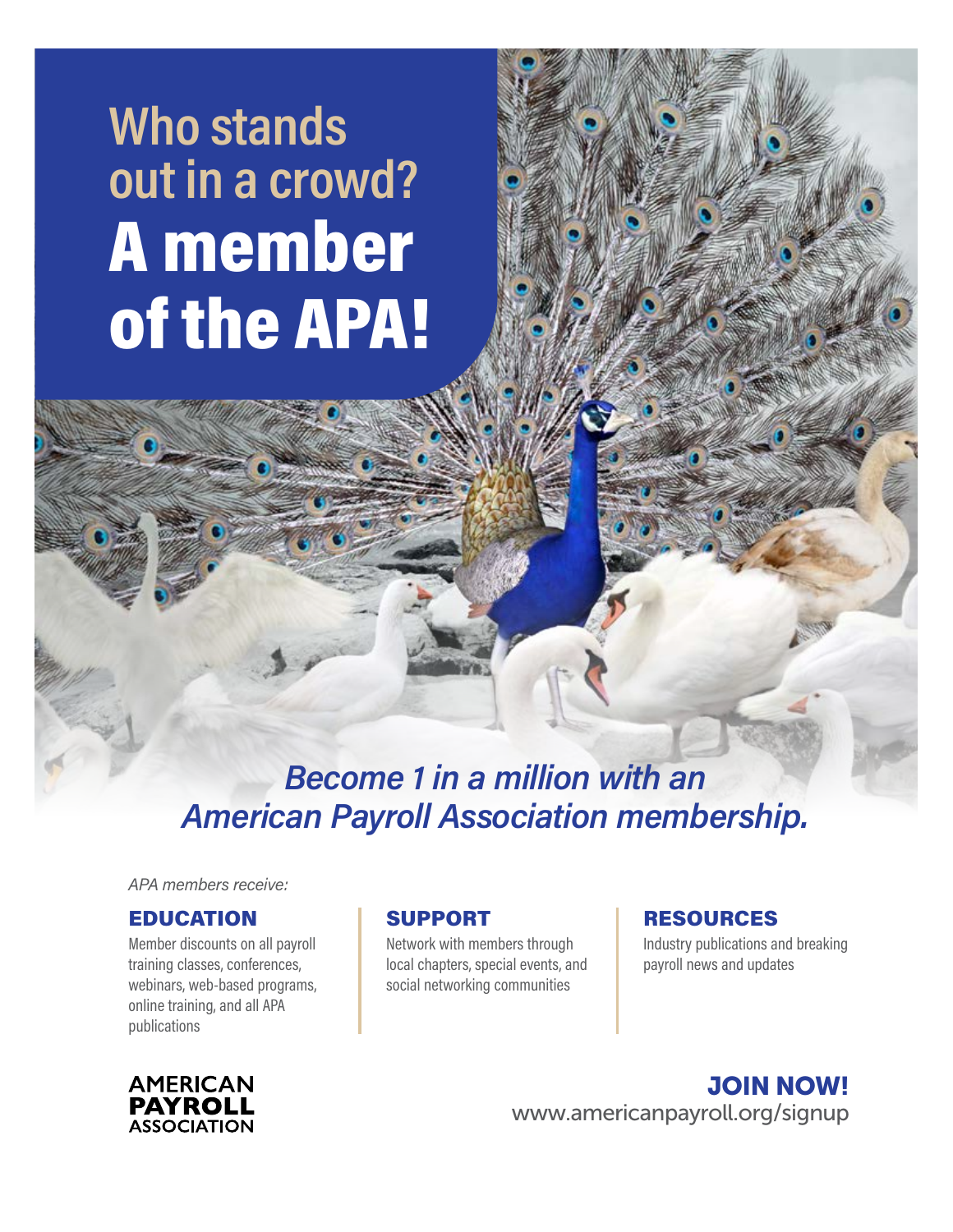# Who stands out in a crowd? A member of the APA!

***Become 1 in a million with an American Payroll Association membership.***

*APA members receive:*

## EDUCATION

Member discounts on all payroll training classes, conferences, webinars, web-based programs, online training, and all APA publications

## SUPPORT

Network with members through local chapters, special events, and social networking communities

## RESOURCES

Industry publications and breaking payroll news and updates

AMERICAN PAYROLL ASSOCIATION

**JOIN NOW!**
www.americanpayroll.org/signup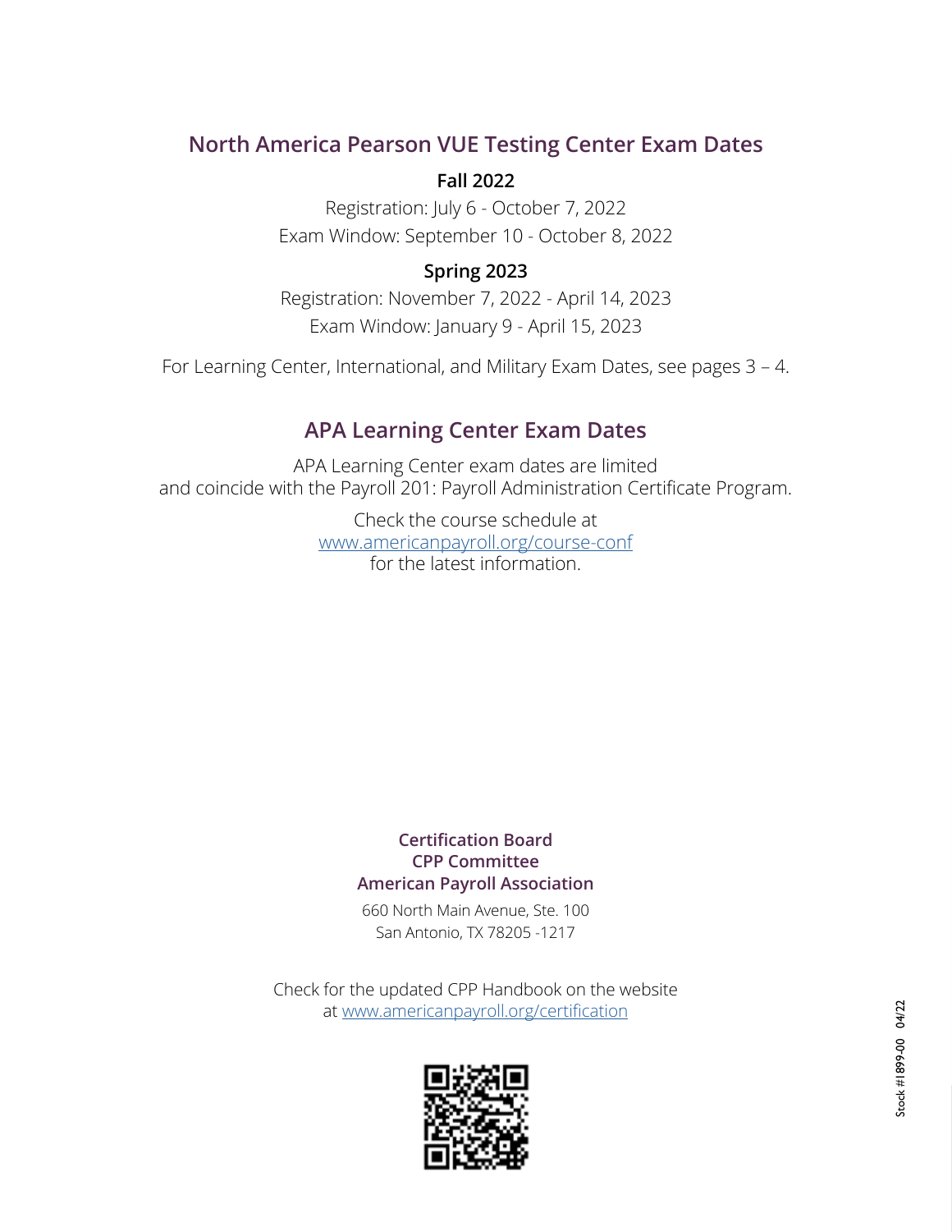## North America Pearson VUE Testing Center Exam Dates

**Fall 2022**

Registration: July 6 - October 7, 2022

Exam Window: September 10 - October 8, 2022

**Spring 2023**

Registration: November 7, 2022 - April 14, 2023

Exam Window: January 9 - April 15, 2023

For Learning Center, International, and Military Exam Dates, see pages 3 – 4.

## APA Learning Center Exam Dates

APA Learning Center exam dates are limited and coincide with the Payroll 201: Payroll Administration Certificate Program.

Check the course schedule at www.americanpayroll.org/course-conf for the latest information.

**Certification Board**
**CPP Committee**
**American Payroll Association**

660 North Main Avenue, Ste. 100
San Antonio, TX 78205 -1217

Check for the updated CPP Handbook on the website at www.americanpayroll.org/certification

Stock #1899-00 04/22